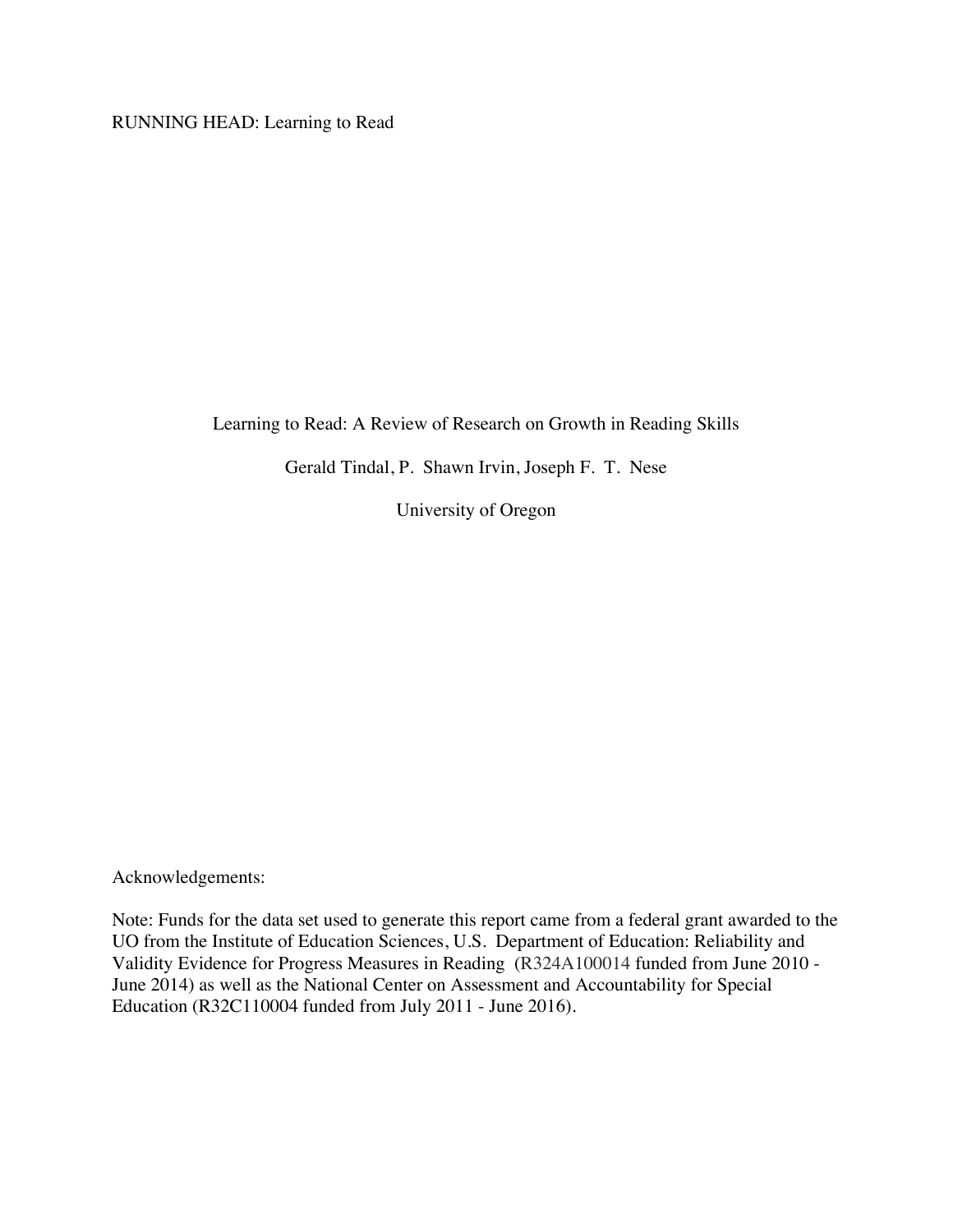RUNNING HEAD: Learning to Read

# Learning to Read: A Review of Research on Growth in Reading Skills

Gerald Tindal, P. Shawn Irvin, Joseph F. T. Nese

University of Oregon

Acknowledgements:

Note: Funds for the data set used to generate this report came from a federal grant awarded to the UO from the Institute of Education Sciences, U.S. Department of Education: Reliability and Validity Evidence for Progress Measures in Reading (R324A100014 funded from June 2010 - June 2014) as well as the National Center on Assessment and Accountability for Special Education (R32C110004 funded from July 2011 - June 2016).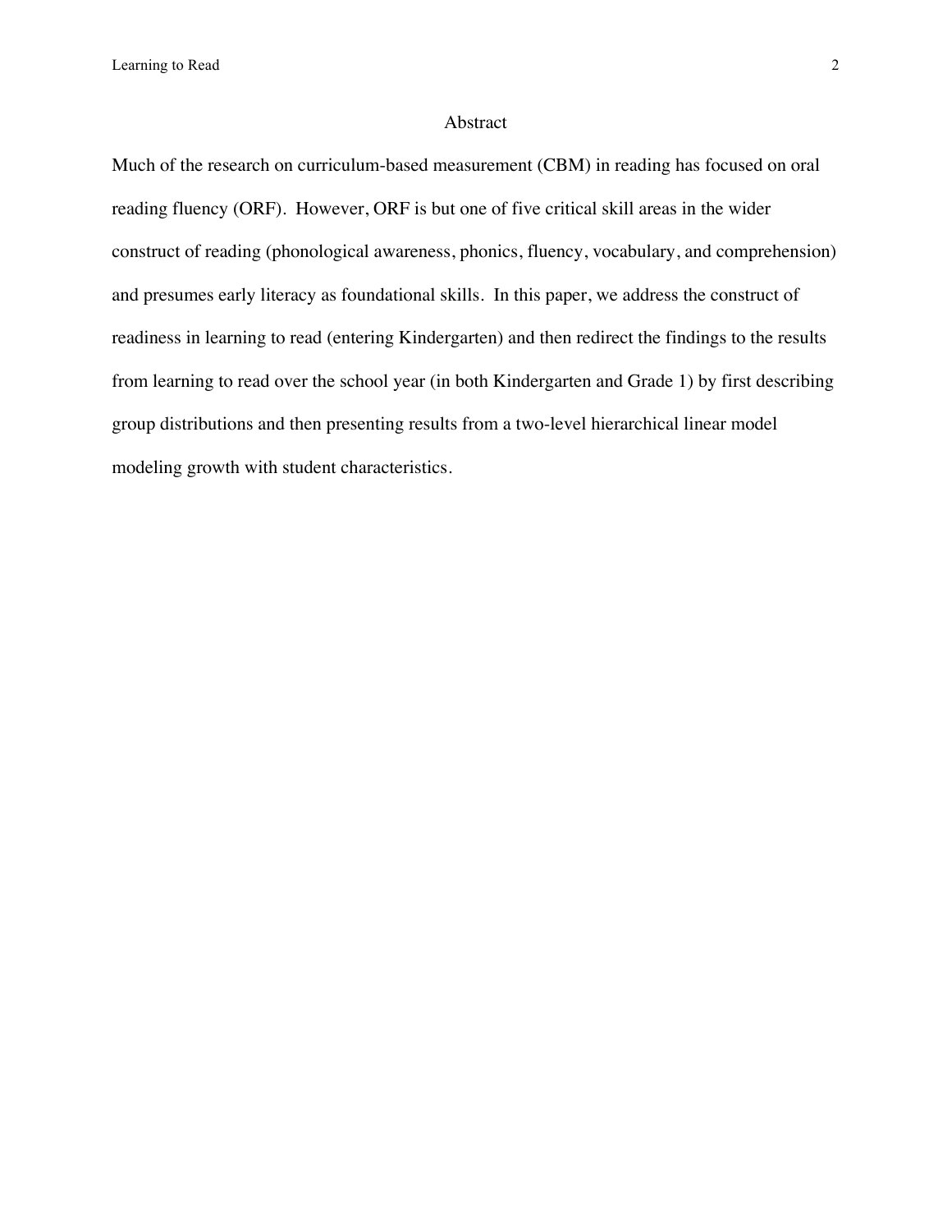## Abstract

Much of the research on curriculum-based measurement (CBM) in reading has focused on oral reading fluency (ORF). However, ORF is but one of five critical skill areas in the wider construct of reading (phonological awareness, phonics, fluency, vocabulary, and comprehension) and presumes early literacy as foundational skills. In this paper, we address the construct of readiness in learning to read (entering Kindergarten) and then redirect the findings to the results from learning to read over the school year (in both Kindergarten and Grade 1) by first describing group distributions and then presenting results from a two-level hierarchical linear model modeling growth with student characteristics.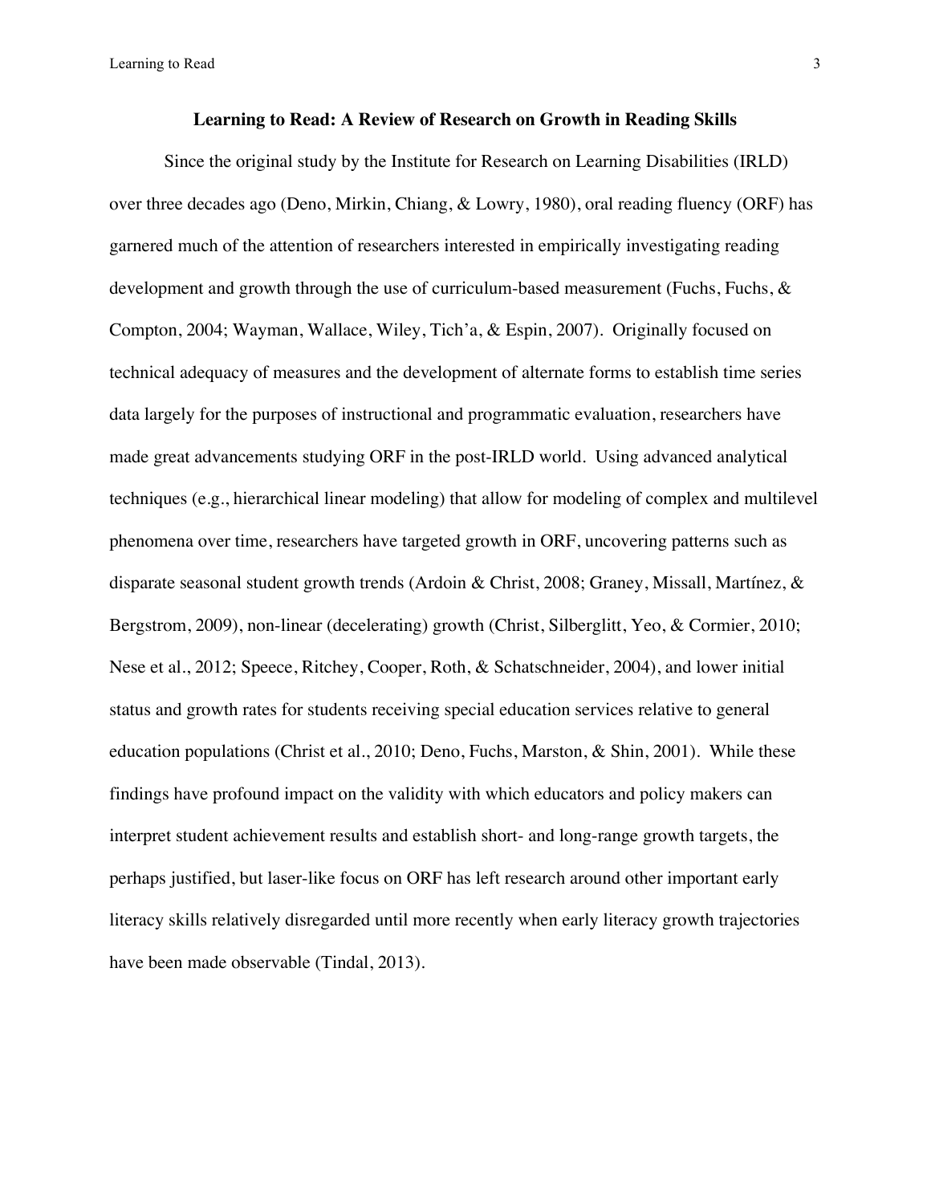# Learning to Read: A Review of Research on Growth in Reading Skills

Since the original study by the Institute for Research on Learning Disabilities (IRLD) over three decades ago (Deno, Mirkin, Chiang, & Lowry, 1980), oral reading fluency (ORF) has garnered much of the attention of researchers interested in empirically investigating reading development and growth through the use of curriculum-based measurement (Fuchs, Fuchs, & Compton, 2004; Wayman, Wallace, Wiley, Tich'a, & Espin, 2007). Originally focused on technical adequacy of measures and the development of alternate forms to establish time series data largely for the purposes of instructional and programmatic evaluation, researchers have made great advancements studying ORF in the post-IRLD world. Using advanced analytical techniques (e.g., hierarchical linear modeling) that allow for modeling of complex and multilevel phenomena over time, researchers have targeted growth in ORF, uncovering patterns such as disparate seasonal student growth trends (Ardoin & Christ, 2008; Graney, Missall, Martínez, & Bergstrom, 2009), non-linear (decelerating) growth (Christ, Silberglitt, Yeo, & Cormier, 2010; Nese et al., 2012; Speece, Ritchey, Cooper, Roth, & Schatschneider, 2004), and lower initial status and growth rates for students receiving special education services relative to general education populations (Christ et al., 2010; Deno, Fuchs, Marston, & Shin, 2001). While these findings have profound impact on the validity with which educators and policy makers can interpret student achievement results and establish short- and long-range growth targets, the perhaps justified, but laser-like focus on ORF has left research around other important early literacy skills relatively disregarded until more recently when early literacy growth trajectories have been made observable (Tindal, 2013).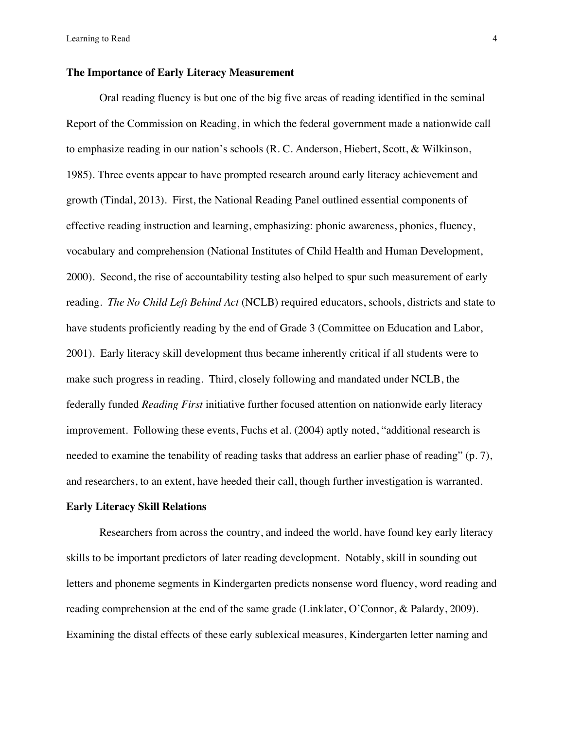## The Importance of Early Literacy Measurement

Oral reading fluency is but one of the big five areas of reading identified in the seminal Report of the Commission on Reading, in which the federal government made a nationwide call to emphasize reading in our nation's schools (R. C. Anderson, Hiebert, Scott, & Wilkinson, 1985). Three events appear to have prompted research around early literacy achievement and growth (Tindal, 2013). First, the National Reading Panel outlined essential components of effective reading instruction and learning, emphasizing: phonic awareness, phonics, fluency, vocabulary and comprehension (National Institutes of Child Health and Human Development, 2000). Second, the rise of accountability testing also helped to spur such measurement of early reading. *The No Child Left Behind Act* (NCLB) required educators, schools, districts and state to have students proficiently reading by the end of Grade 3 (Committee on Education and Labor, 2001). Early literacy skill development thus became inherently critical if all students were to make such progress in reading. Third, closely following and mandated under NCLB, the federally funded *Reading First* initiative further focused attention on nationwide early literacy improvement. Following these events, Fuchs et al. (2004) aptly noted, "additional research is needed to examine the tenability of reading tasks that address an earlier phase of reading" (p. 7), and researchers, to an extent, have heeded their call, though further investigation is warranted.

## Early Literacy Skill Relations

Researchers from across the country, and indeed the world, have found key early literacy skills to be important predictors of later reading development. Notably, skill in sounding out letters and phoneme segments in Kindergarten predicts nonsense word fluency, word reading and reading comprehension at the end of the same grade (Linklater, O'Connor, & Palardy, 2009). Examining the distal effects of these early sublexical measures, Kindergarten letter naming and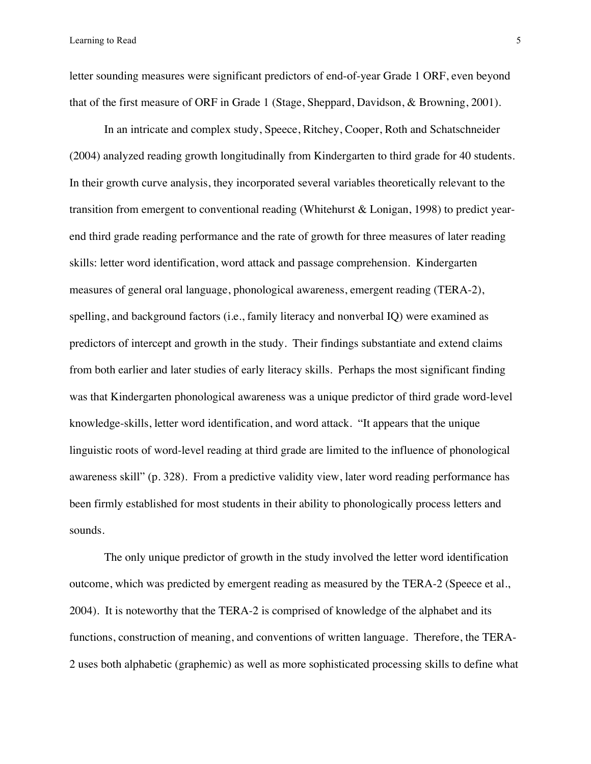letter sounding measures were significant predictors of end-of-year Grade 1 ORF, even beyond that of the first measure of ORF in Grade 1 (Stage, Sheppard, Davidson, & Browning, 2001).

In an intricate and complex study, Speece, Ritchey, Cooper, Roth and Schatschneider (2004) analyzed reading growth longitudinally from Kindergarten to third grade for 40 students. In their growth curve analysis, they incorporated several variables theoretically relevant to the transition from emergent to conventional reading (Whitehurst & Lonigan, 1998) to predict year-end third grade reading performance and the rate of growth for three measures of later reading skills: letter word identification, word attack and passage comprehension. Kindergarten measures of general oral language, phonological awareness, emergent reading (TERA-2), spelling, and background factors (i.e., family literacy and nonverbal IQ) were examined as predictors of intercept and growth in the study. Their findings substantiate and extend claims from both earlier and later studies of early literacy skills. Perhaps the most significant finding was that Kindergarten phonological awareness was a unique predictor of third grade word-level knowledge-skills, letter word identification, and word attack. "It appears that the unique linguistic roots of word-level reading at third grade are limited to the influence of phonological awareness skill" (p. 328). From a predictive validity view, later word reading performance has been firmly established for most students in their ability to phonologically process letters and sounds.

The only unique predictor of growth in the study involved the letter word identification outcome, which was predicted by emergent reading as measured by the TERA-2 (Speece et al., 2004). It is noteworthy that the TERA-2 is comprised of knowledge of the alphabet and its functions, construction of meaning, and conventions of written language. Therefore, the TERA-2 uses both alphabetic (graphemic) as well as more sophisticated processing skills to define what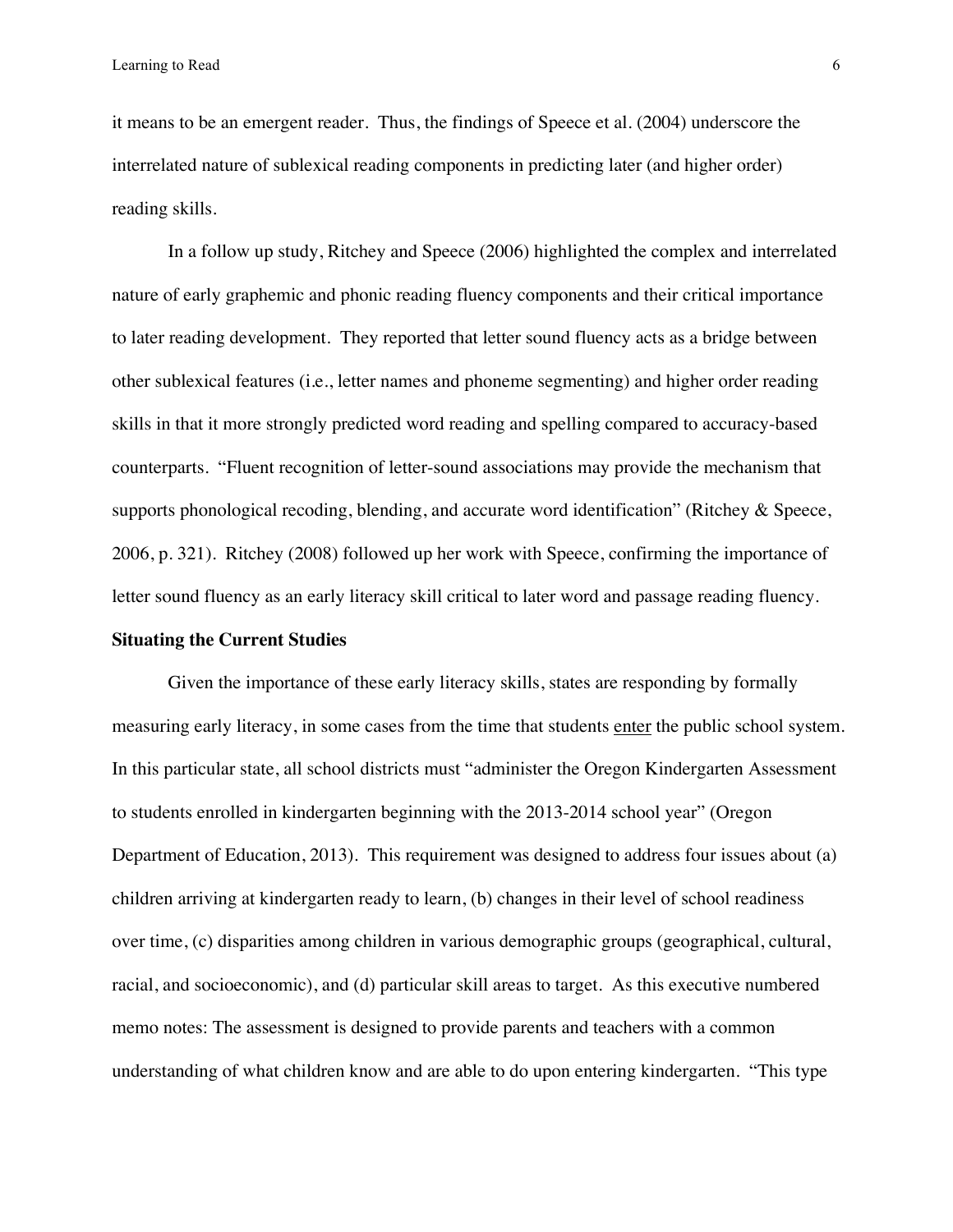it means to be an emergent reader. Thus, the findings of Speece et al. (2004) underscore the interrelated nature of sublexical reading components in predicting later (and higher order) reading skills.

In a follow up study, Ritchey and Speece (2006) highlighted the complex and interrelated nature of early graphemic and phonic reading fluency components and their critical importance to later reading development. They reported that letter sound fluency acts as a bridge between other sublexical features (i.e., letter names and phoneme segmenting) and higher order reading skills in that it more strongly predicted word reading and spelling compared to accuracy-based counterparts. "Fluent recognition of letter-sound associations may provide the mechanism that supports phonological recoding, blending, and accurate word identification" (Ritchey & Speece, 2006, p. 321). Ritchey (2008) followed up her work with Speece, confirming the importance of letter sound fluency as an early literacy skill critical to later word and passage reading fluency.

**Situating the Current Studies**

Given the importance of these early literacy skills, states are responding by formally measuring early literacy, in some cases from the time that students <u>enter</u> the public school system. In this particular state, all school districts must "administer the Oregon Kindergarten Assessment to students enrolled in kindergarten beginning with the 2013-2014 school year" (Oregon Department of Education, 2013). This requirement was designed to address four issues about (a) children arriving at kindergarten ready to learn, (b) changes in their level of school readiness over time, (c) disparities among children in various demographic groups (geographical, cultural, racial, and socioeconomic), and (d) particular skill areas to target. As this executive numbered memo notes: The assessment is designed to provide parents and teachers with a common understanding of what children know and are able to do upon entering kindergarten. "This type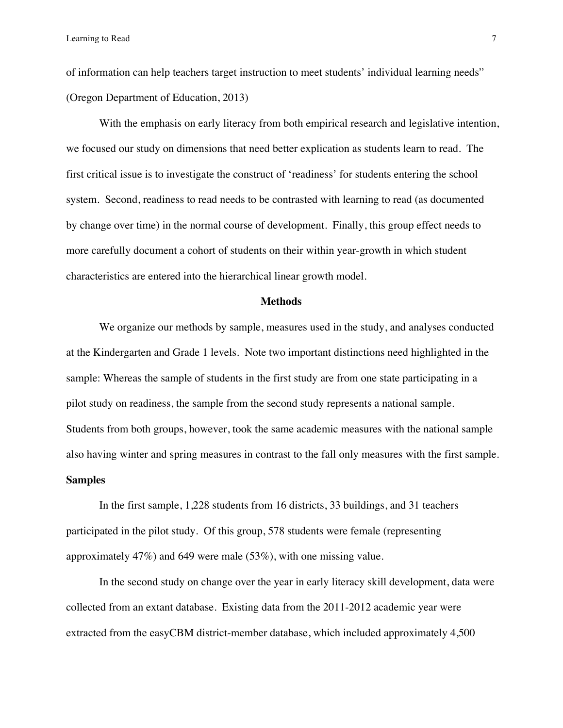of information can help teachers target instruction to meet students' individual learning needs" (Oregon Department of Education, 2013)

With the emphasis on early literacy from both empirical research and legislative intention, we focused our study on dimensions that need better explication as students learn to read. The first critical issue is to investigate the construct of 'readiness' for students entering the school system. Second, readiness to read needs to be contrasted with learning to read (as documented by change over time) in the normal course of development. Finally, this group effect needs to more carefully document a cohort of students on their within year-growth in which student characteristics are entered into the hierarchical linear growth model.

## Methods

We organize our methods by sample, measures used in the study, and analyses conducted at the Kindergarten and Grade 1 levels. Note two important distinctions need highlighted in the sample: Whereas the sample of students in the first study are from one state participating in a pilot study on readiness, the sample from the second study represents a national sample. Students from both groups, however, took the same academic measures with the national sample also having winter and spring measures in contrast to the fall only measures with the first sample.

### Samples

In the first sample, 1,228 students from 16 districts, 33 buildings, and 31 teachers participated in the pilot study. Of this group, 578 students were female (representing approximately 47%) and 649 were male (53%), with one missing value.

In the second study on change over the year in early literacy skill development, data were collected from an extant database. Existing data from the 2011-2012 academic year were extracted from the easyCBM district-member database, which included approximately 4,500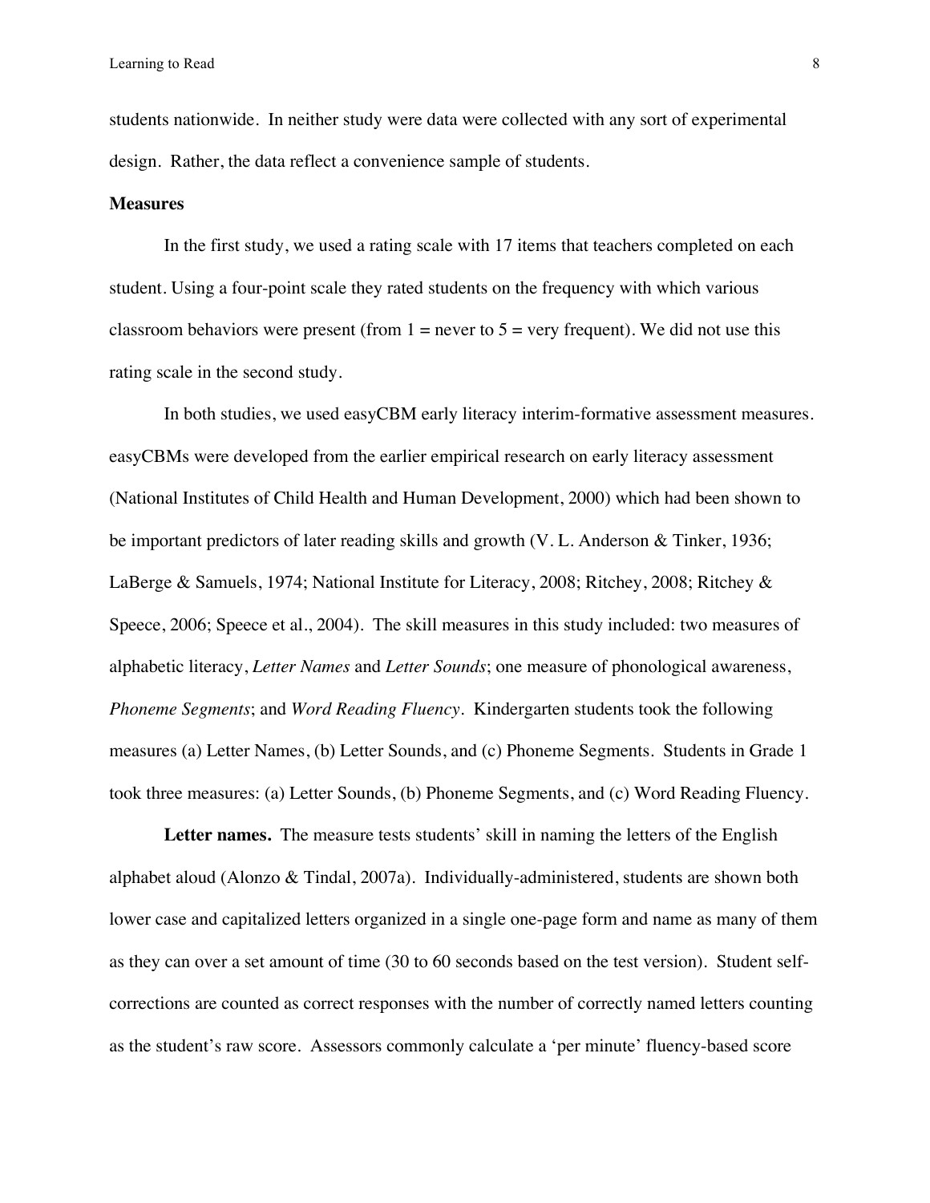students nationwide. In neither study were data were collected with any sort of experimental design. Rather, the data reflect a convenience sample of students.

**Measures**

In the first study, we used a rating scale with 17 items that teachers completed on each student. Using a four-point scale they rated students on the frequency with which various classroom behaviors were present (from 1 = never to 5 = very frequent). We did not use this rating scale in the second study.

In both studies, we used easyCBM early literacy interim-formative assessment measures. easyCBMs were developed from the earlier empirical research on early literacy assessment (National Institutes of Child Health and Human Development, 2000) which had been shown to be important predictors of later reading skills and growth (V. L. Anderson & Tinker, 1936; LaBerge & Samuels, 1974; National Institute for Literacy, 2008; Ritchey, 2008; Ritchey & Speece, 2006; Speece et al., 2004). The skill measures in this study included: two measures of alphabetic literacy, *Letter Names* and *Letter Sounds*; one measure of phonological awareness, *Phoneme Segments*; and *Word Reading Fluency*. Kindergarten students took the following measures (a) Letter Names, (b) Letter Sounds, and (c) Phoneme Segments. Students in Grade 1 took three measures: (a) Letter Sounds, (b) Phoneme Segments, and (c) Word Reading Fluency.

**Letter names.** The measure tests students' skill in naming the letters of the English alphabet aloud (Alonzo & Tindal, 2007a). Individually-administered, students are shown both lower case and capitalized letters organized in a single one-page form and name as many of them as they can over a set amount of time (30 to 60 seconds based on the test version). Student self-corrections are counted as correct responses with the number of correctly named letters counting as the student's raw score. Assessors commonly calculate a 'per minute' fluency-based score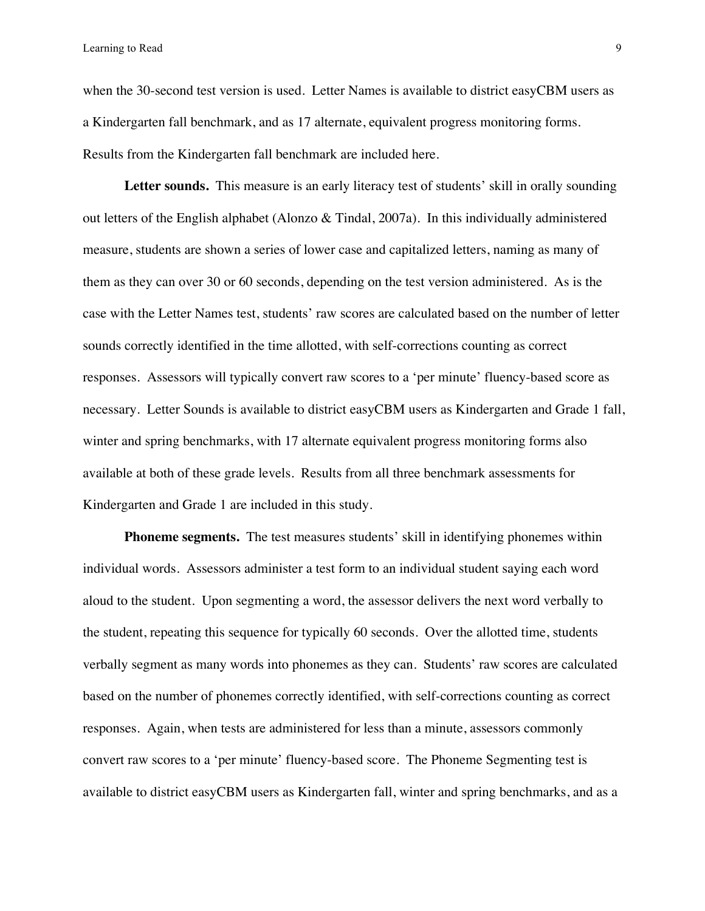when the 30-second test version is used. Letter Names is available to district easyCBM users as a Kindergarten fall benchmark, and as 17 alternate, equivalent progress monitoring forms. Results from the Kindergarten fall benchmark are included here.

**Letter sounds.** This measure is an early literacy test of students' skill in orally sounding out letters of the English alphabet (Alonzo & Tindal, 2007a). In this individually administered measure, students are shown a series of lower case and capitalized letters, naming as many of them as they can over 30 or 60 seconds, depending on the test version administered. As is the case with the Letter Names test, students' raw scores are calculated based on the number of letter sounds correctly identified in the time allotted, with self-corrections counting as correct responses. Assessors will typically convert raw scores to a 'per minute' fluency-based score as necessary. Letter Sounds is available to district easyCBM users as Kindergarten and Grade 1 fall, winter and spring benchmarks, with 17 alternate equivalent progress monitoring forms also available at both of these grade levels. Results from all three benchmark assessments for Kindergarten and Grade 1 are included in this study.

**Phoneme segments.** The test measures students' skill in identifying phonemes within individual words. Assessors administer a test form to an individual student saying each word aloud to the student. Upon segmenting a word, the assessor delivers the next word verbally to the student, repeating this sequence for typically 60 seconds. Over the allotted time, students verbally segment as many words into phonemes as they can. Students' raw scores are calculated based on the number of phonemes correctly identified, with self-corrections counting as correct responses. Again, when tests are administered for less than a minute, assessors commonly convert raw scores to a 'per minute' fluency-based score. The Phoneme Segmenting test is available to district easyCBM users as Kindergarten fall, winter and spring benchmarks, and as a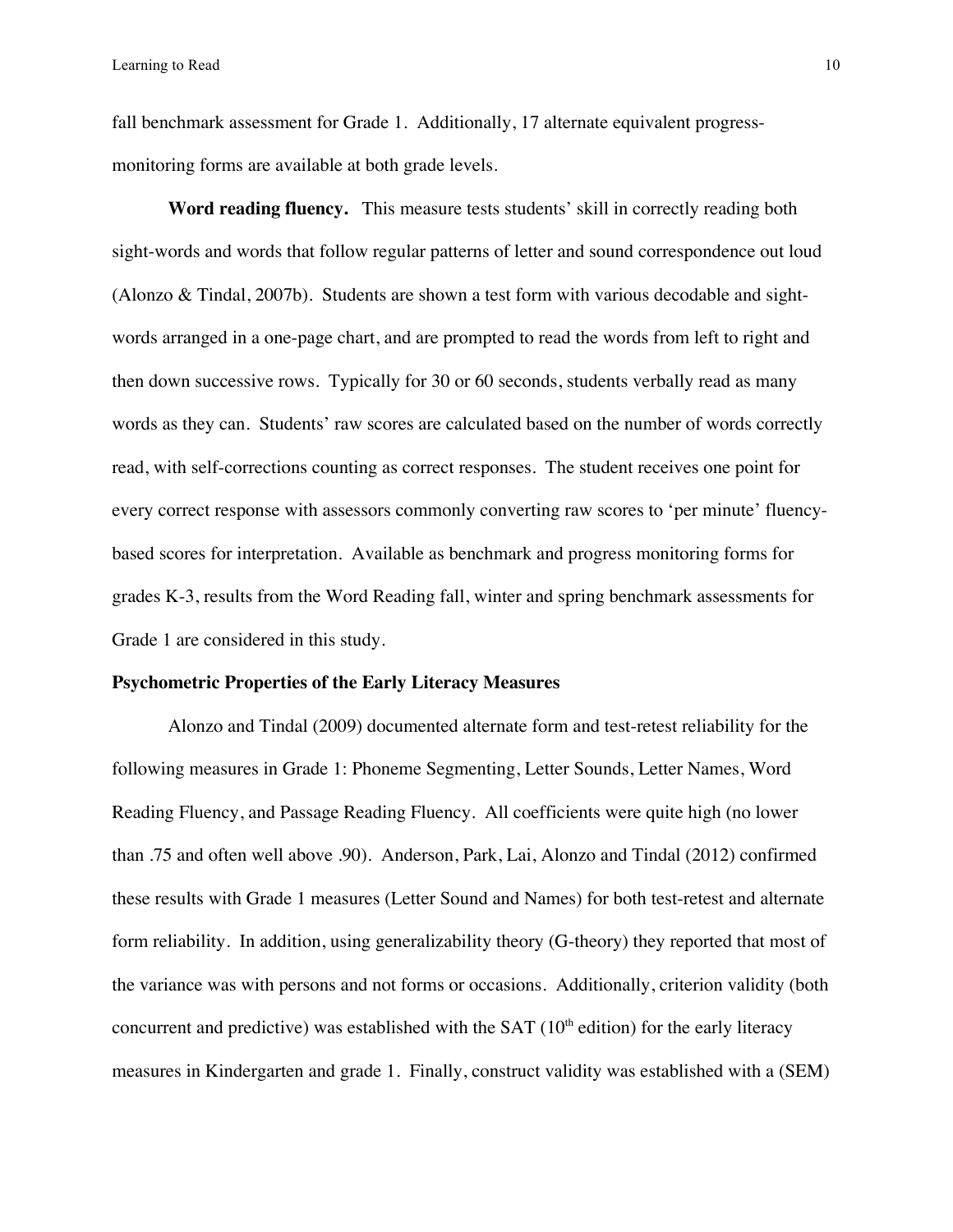fall benchmark assessment for Grade 1. Additionally, 17 alternate equivalent progress-monitoring forms are available at both grade levels.

**Word reading fluency.** This measure tests students' skill in correctly reading both sight-words and words that follow regular patterns of letter and sound correspondence out loud (Alonzo & Tindal, 2007b). Students are shown a test form with various decodable and sight-words arranged in a one-page chart, and are prompted to read the words from left to right and then down successive rows. Typically for 30 or 60 seconds, students verbally read as many words as they can. Students' raw scores are calculated based on the number of words correctly read, with self-corrections counting as correct responses. The student receives one point for every correct response with assessors commonly converting raw scores to 'per minute' fluency-based scores for interpretation. Available as benchmark and progress monitoring forms for grades K-3, results from the Word Reading fall, winter and spring benchmark assessments for Grade 1 are considered in this study.

### Psychometric Properties of the Early Literacy Measures

Alonzo and Tindal (2009) documented alternate form and test-retest reliability for the following measures in Grade 1: Phoneme Segmenting, Letter Sounds, Letter Names, Word Reading Fluency, and Passage Reading Fluency. All coefficients were quite high (no lower than .75 and often well above .90). Anderson, Park, Lai, Alonzo and Tindal (2012) confirmed these results with Grade 1 measures (Letter Sound and Names) for both test-retest and alternate form reliability. In addition, using generalizability theory (G-theory) they reported that most of the variance was with persons and not forms or occasions. Additionally, criterion validity (both concurrent and predictive) was established with the SAT (10th edition) for the early literacy measures in Kindergarten and grade 1. Finally, construct validity was established with a (SEM)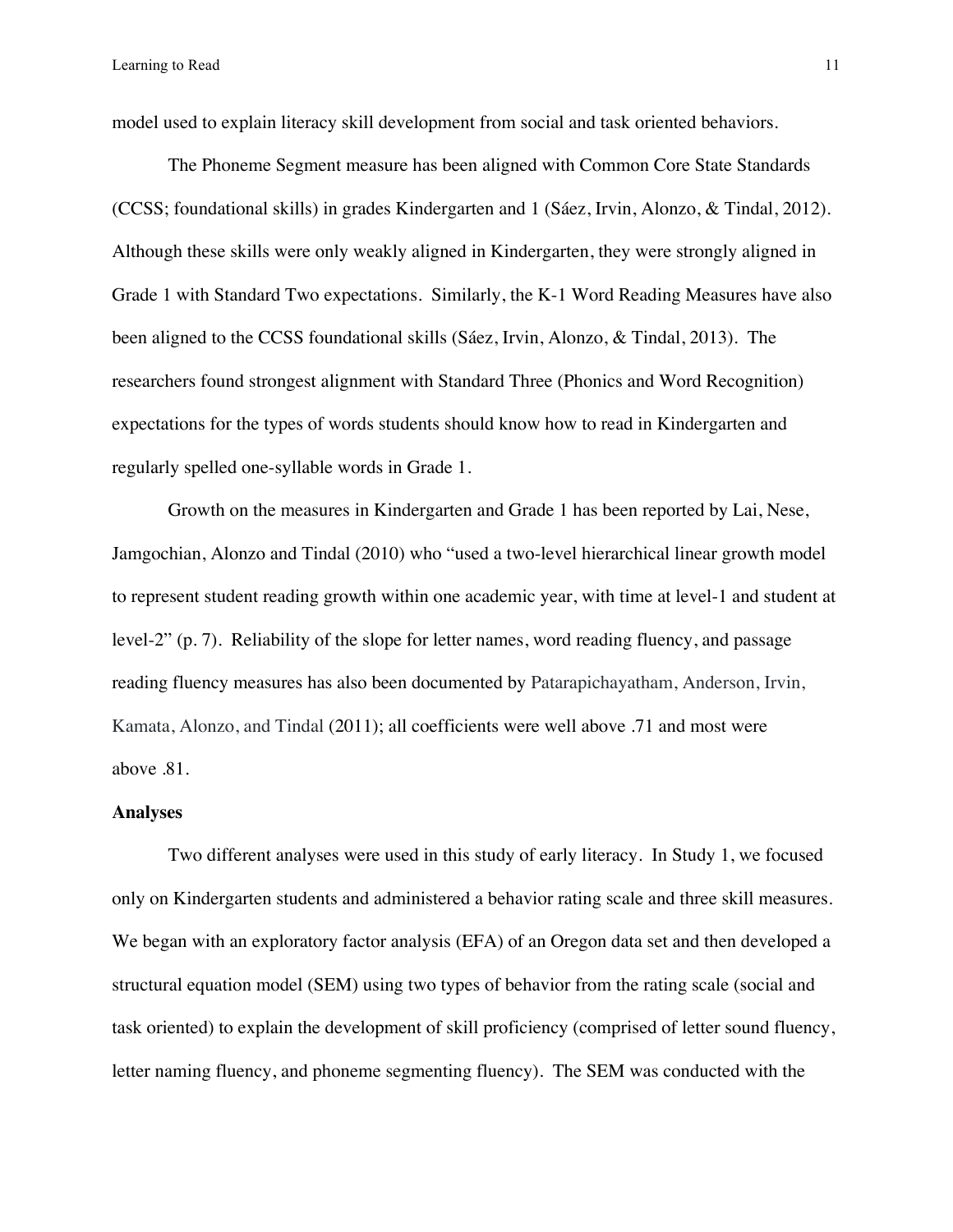model used to explain literacy skill development from social and task oriented behaviors.

The Phoneme Segment measure has been aligned with Common Core State Standards (CCSS; foundational skills) in grades Kindergarten and 1 (Sáez, Irvin, Alonzo, & Tindal, 2012). Although these skills were only weakly aligned in Kindergarten, they were strongly aligned in Grade 1 with Standard Two expectations. Similarly, the K-1 Word Reading Measures have also been aligned to the CCSS foundational skills (Sáez, Irvin, Alonzo, & Tindal, 2013). The researchers found strongest alignment with Standard Three (Phonics and Word Recognition) expectations for the types of words students should know how to read in Kindergarten and regularly spelled one-syllable words in Grade 1.

Growth on the measures in Kindergarten and Grade 1 has been reported by Lai, Nese, Jamgochian, Alonzo and Tindal (2010) who "used a two-level hierarchical linear growth model to represent student reading growth within one academic year, with time at level-1 and student at level-2" (p. 7). Reliability of the slope for letter names, word reading fluency, and passage reading fluency measures has also been documented by Patarapichayatham, Anderson, Irvin, Kamata, Alonzo, and Tindal (2011); all coefficients were well above .71 and most were above .81.

**Analyses**

Two different analyses were used in this study of early literacy. In Study 1, we focused only on Kindergarten students and administered a behavior rating scale and three skill measures. We began with an exploratory factor analysis (EFA) of an Oregon data set and then developed a structural equation model (SEM) using two types of behavior from the rating scale (social and task oriented) to explain the development of skill proficiency (comprised of letter sound fluency, letter naming fluency, and phoneme segmenting fluency). The SEM was conducted with the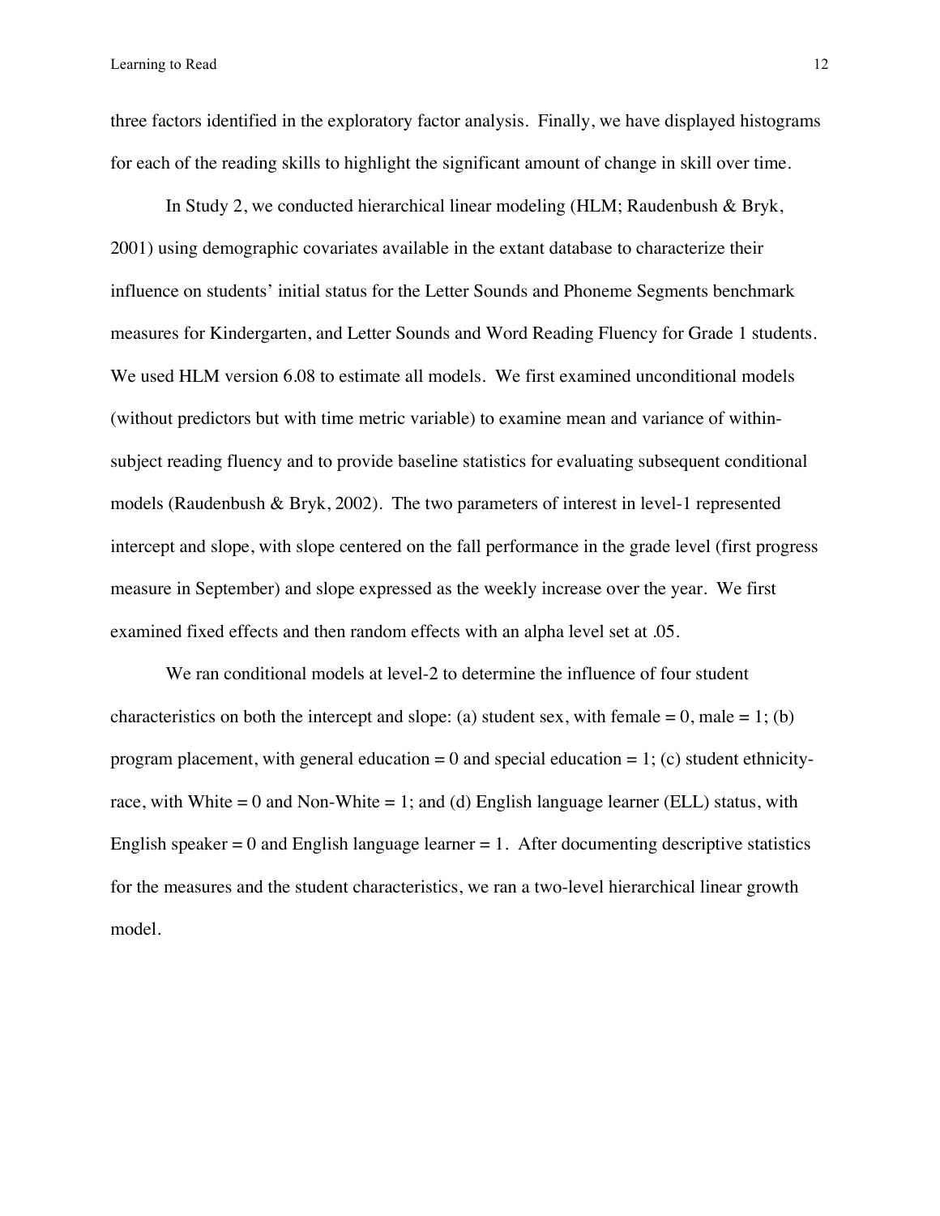three factors identified in the exploratory factor analysis. Finally, we have displayed histograms for each of the reading skills to highlight the significant amount of change in skill over time.

In Study 2, we conducted hierarchical linear modeling (HLM; Raudenbush & Bryk, 2001) using demographic covariates available in the extant database to characterize their influence on students' initial status for the Letter Sounds and Phoneme Segments benchmark measures for Kindergarten, and Letter Sounds and Word Reading Fluency for Grade 1 students. We used HLM version 6.08 to estimate all models. We first examined unconditional models (without predictors but with time metric variable) to examine mean and variance of within-subject reading fluency and to provide baseline statistics for evaluating subsequent conditional models (Raudenbush & Bryk, 2002). The two parameters of interest in level-1 represented intercept and slope, with slope centered on the fall performance in the grade level (first progress measure in September) and slope expressed as the weekly increase over the year. We first examined fixed effects and then random effects with an alpha level set at .05.

We ran conditional models at level-2 to determine the influence of four student characteristics on both the intercept and slope: (a) student sex, with female = 0, male = 1; (b) program placement, with general education = 0 and special education = 1; (c) student ethnicity-race, with White = 0 and Non-White = 1; and (d) English language learner (ELL) status, with English speaker = 0 and English language learner = 1. After documenting descriptive statistics for the measures and the student characteristics, we ran a two-level hierarchical linear growth model.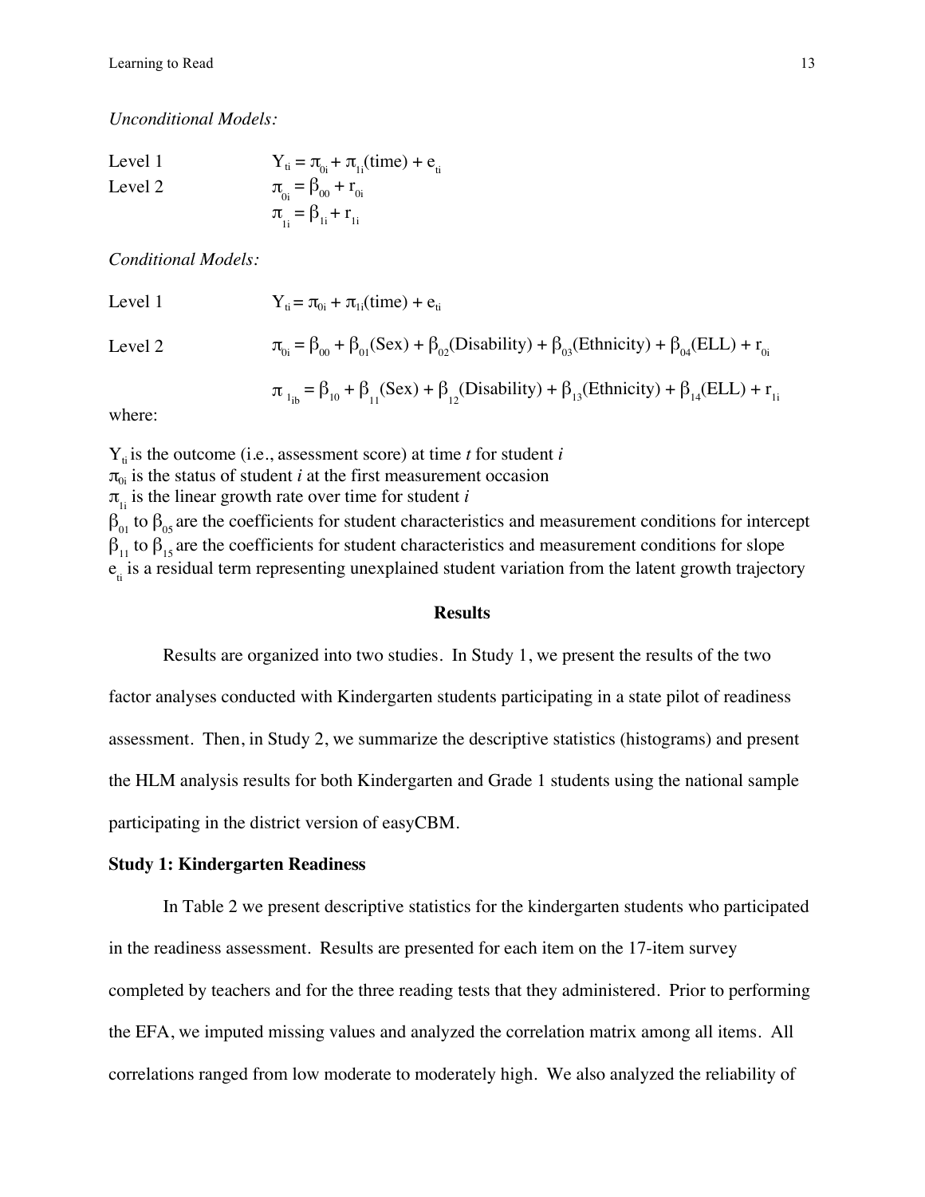*Unconditional Models:*

Level 1 $$Y_{ti} = \pi_{0i} + \pi_{1i}(\text{time}) + e_{ti}$$

Level 2 $$\pi_{0i} = \beta_{00} + r_{0i}$$

$$\pi_{1i} = \beta_{1i} + r_{1i}$$

*Conditional Models:*

Level 1 $$Y_{ti} = \pi_{0i} + \pi_{1i}(\text{time}) + e_{ti}$$

Level 2 $$\pi_{0i} = \beta_{00} + \beta_{01}(\text{Sex}) + \beta_{02}(\text{Disability}) + \beta_{03}(\text{Ethnicity}) + \beta_{04}(\text{ELL}) + r_{0i}$$

$$\pi_{1ib} = \beta_{10} + \beta_{11}(\text{Sex}) + \beta_{12}(\text{Disability}) + \beta_{13}(\text{Ethnicity}) + \beta_{14}(\text{ELL}) + r_{1i}$$

where:

$Y_{ti}$ is the outcome (i.e., assessment score) at time *t* for student *i*
$\pi_{0i}$ is the status of student *i* at the first measurement occasion
$\pi_{1i}$ is the linear growth rate over time for student *i*
$\beta_{01}$ to $\beta_{05}$ are the coefficients for student characteristics and measurement conditions for intercept
$\beta_{11}$ to $\beta_{15}$ are the coefficients for student characteristics and measurement conditions for slope
$e_{ti}$ is a residual term representing unexplained student variation from the latent growth trajectory

## Results

Results are organized into two studies. In Study 1, we present the results of the two factor analyses conducted with Kindergarten students participating in a state pilot of readiness assessment. Then, in Study 2, we summarize the descriptive statistics (histograms) and present the HLM analysis results for both Kindergarten and Grade 1 students using the national sample participating in the district version of easyCBM.

### Study 1: Kindergarten Readiness

In Table 2 we present descriptive statistics for the kindergarten students who participated in the readiness assessment. Results are presented for each item on the 17-item survey completed by teachers and for the three reading tests that they administered. Prior to performing the EFA, we imputed missing values and analyzed the correlation matrix among all items. All correlations ranged from low moderate to moderately high. We also analyzed the reliability of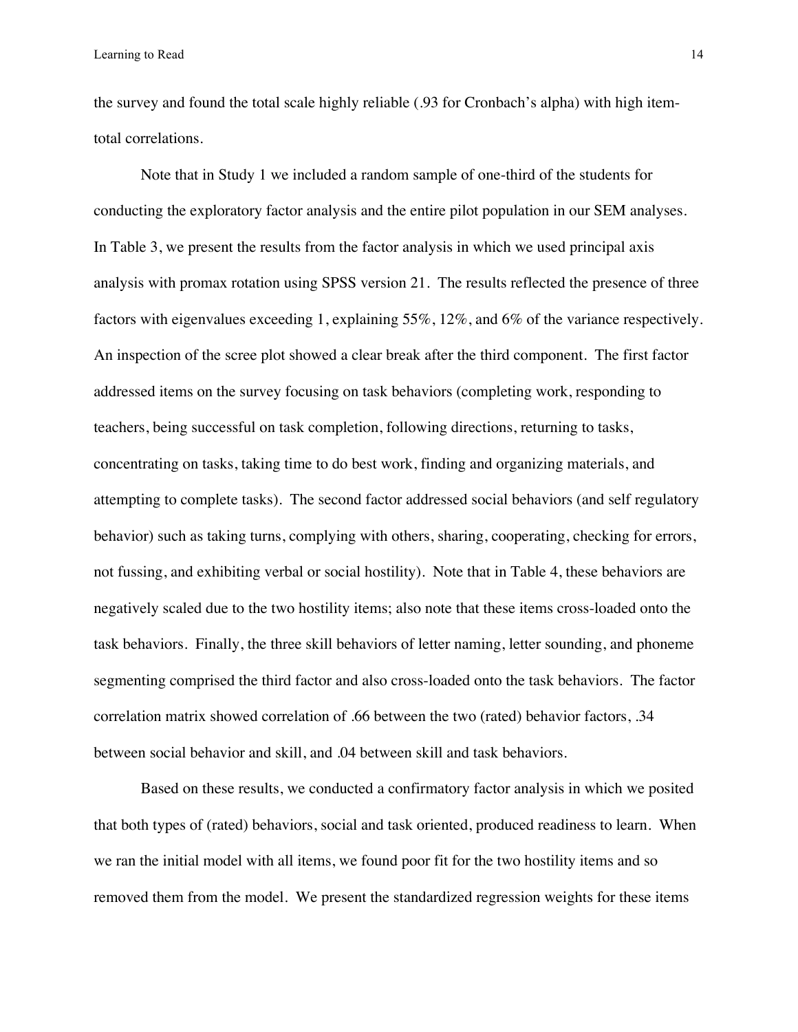the survey and found the total scale highly reliable (.93 for Cronbach's alpha) with high item-total correlations.

Note that in Study 1 we included a random sample of one-third of the students for conducting the exploratory factor analysis and the entire pilot population in our SEM analyses. In Table 3, we present the results from the factor analysis in which we used principal axis analysis with promax rotation using SPSS version 21. The results reflected the presence of three factors with eigenvalues exceeding 1, explaining 55%, 12%, and 6% of the variance respectively. An inspection of the scree plot showed a clear break after the third component. The first factor addressed items on the survey focusing on task behaviors (completing work, responding to teachers, being successful on task completion, following directions, returning to tasks, concentrating on tasks, taking time to do best work, finding and organizing materials, and attempting to complete tasks). The second factor addressed social behaviors (and self regulatory behavior) such as taking turns, complying with others, sharing, cooperating, checking for errors, not fussing, and exhibiting verbal or social hostility). Note that in Table 4, these behaviors are negatively scaled due to the two hostility items; also note that these items cross-loaded onto the task behaviors. Finally, the three skill behaviors of letter naming, letter sounding, and phoneme segmenting comprised the third factor and also cross-loaded onto the task behaviors. The factor correlation matrix showed correlation of .66 between the two (rated) behavior factors, .34 between social behavior and skill, and .04 between skill and task behaviors.

Based on these results, we conducted a confirmatory factor analysis in which we posited that both types of (rated) behaviors, social and task oriented, produced readiness to learn. When we ran the initial model with all items, we found poor fit for the two hostility items and so removed them from the model. We present the standardized regression weights for these items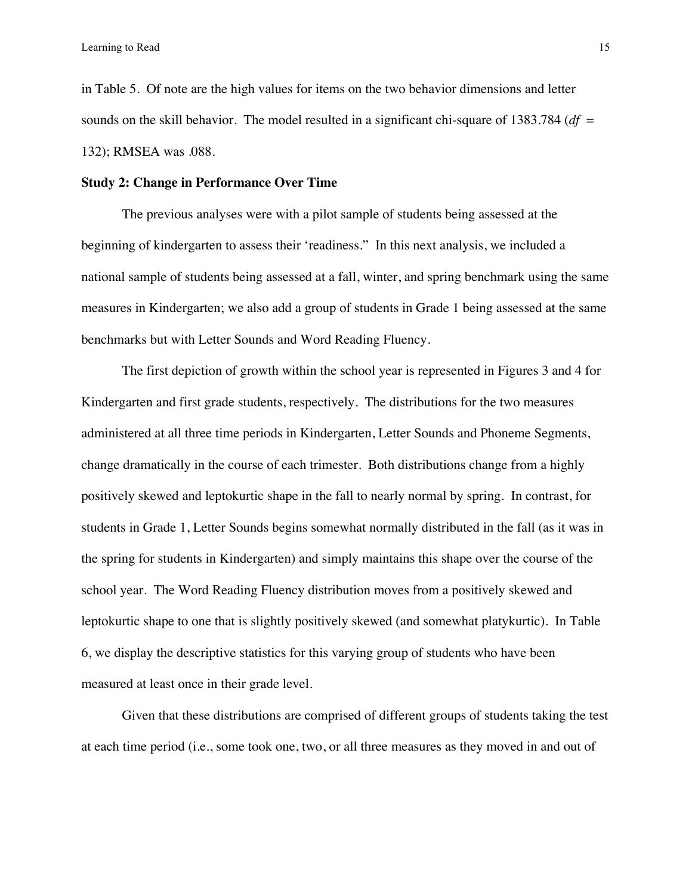in Table 5. Of note are the high values for items on the two behavior dimensions and letter sounds on the skill behavior. The model resulted in a significant chi-square of 1383.784 (*df* = 132); RMSEA was .088.

**Study 2: Change in Performance Over Time**

The previous analyses were with a pilot sample of students being assessed at the beginning of kindergarten to assess their 'readiness." In this next analysis, we included a national sample of students being assessed at a fall, winter, and spring benchmark using the same measures in Kindergarten; we also add a group of students in Grade 1 being assessed at the same benchmarks but with Letter Sounds and Word Reading Fluency.

The first depiction of growth within the school year is represented in Figures 3 and 4 for Kindergarten and first grade students, respectively. The distributions for the two measures administered at all three time periods in Kindergarten, Letter Sounds and Phoneme Segments, change dramatically in the course of each trimester. Both distributions change from a highly positively skewed and leptokurtic shape in the fall to nearly normal by spring. In contrast, for students in Grade 1, Letter Sounds begins somewhat normally distributed in the fall (as it was in the spring for students in Kindergarten) and simply maintains this shape over the course of the school year. The Word Reading Fluency distribution moves from a positively skewed and leptokurtic shape to one that is slightly positively skewed (and somewhat platykurtic). In Table 6, we display the descriptive statistics for this varying group of students who have been measured at least once in their grade level.

Given that these distributions are comprised of different groups of students taking the test at each time period (i.e., some took one, two, or all three measures as they moved in and out of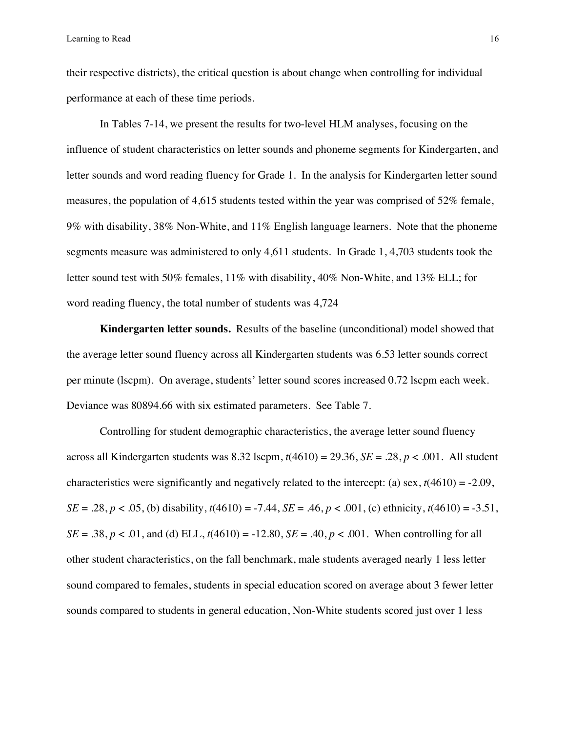their respective districts), the critical question is about change when controlling for individual performance at each of these time periods.

In Tables 7-14, we present the results for two-level HLM analyses, focusing on the influence of student characteristics on letter sounds and phoneme segments for Kindergarten, and letter sounds and word reading fluency for Grade 1. In the analysis for Kindergarten letter sound measures, the population of 4,615 students tested within the year was comprised of 52% female, 9% with disability, 38% Non-White, and 11% English language learners. Note that the phoneme segments measure was administered to only 4,611 students. In Grade 1, 4,703 students took the letter sound test with 50% females, 11% with disability, 40% Non-White, and 13% ELL; for word reading fluency, the total number of students was 4,724

**Kindergarten letter sounds.** Results of the baseline (unconditional) model showed that the average letter sound fluency across all Kindergarten students was 6.53 letter sounds correct per minute (lscpm). On average, students' letter sound scores increased 0.72 lscpm each week. Deviance was 80894.66 with six estimated parameters. See Table 7.

Controlling for student demographic characteristics, the average letter sound fluency across all Kindergarten students was 8.32 lscpm, $t(4610) = 29.36$, $SE = .28$, $p < .001$. All student characteristics were significantly and negatively related to the intercept: (a) sex, $t(4610) = -2.09$, $SE = .28$, $p < .05$, (b) disability, $t(4610) = -7.44$, $SE = .46$, $p < .001$, (c) ethnicity, $t(4610) = -3.51$, $SE = .38$, $p < .01$, and (d) ELL, $t(4610) = -12.80$, $SE = .40$, $p < .001$. When controlling for all other student characteristics, on the fall benchmark, male students averaged nearly 1 less letter sound compared to females, students in special education scored on average about 3 fewer letter sounds compared to students in general education, Non-White students scored just over 1 less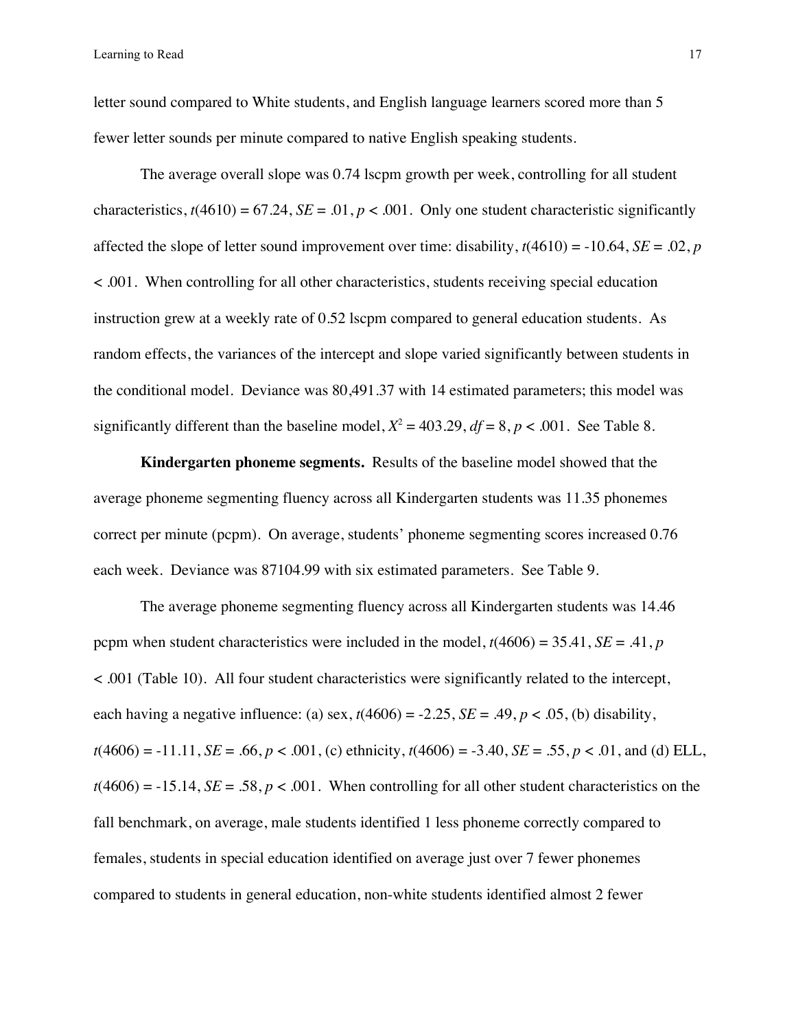letter sound compared to White students, and English language learners scored more than 5 fewer letter sounds per minute compared to native English speaking students.

The average overall slope was 0.74 lscpm growth per week, controlling for all student characteristics, $t(4610) = 67.24$, $SE = .01$, $p < .001$. Only one student characteristic significantly affected the slope of letter sound improvement over time: disability, $t(4610) = -10.64$, $SE = .02$, $p < .001$. When controlling for all other characteristics, students receiving special education instruction grew at a weekly rate of 0.52 lscpm compared to general education students. As random effects, the variances of the intercept and slope varied significantly between students in the conditional model. Deviance was 80,491.37 with 14 estimated parameters; this model was significantly different than the baseline model, $X^2 = 403.29$, $df = 8$, $p < .001$. See Table 8.

**Kindergarten phoneme segments.** Results of the baseline model showed that the average phoneme segmenting fluency across all Kindergarten students was 11.35 phonemes correct per minute (pcpm). On average, students' phoneme segmenting scores increased 0.76 each week. Deviance was 87104.99 with six estimated parameters. See Table 9.

The average phoneme segmenting fluency across all Kindergarten students was 14.46 pcpm when student characteristics were included in the model, $t(4606) = 35.41$, $SE = .41$, $p < .001$ (Table 10). All four student characteristics were significantly related to the intercept, each having a negative influence: (a) sex, $t(4606) = -2.25$, $SE = .49$, $p < .05$, (b) disability, $t(4606) = -11.11$, $SE = .66$, $p < .001$, (c) ethnicity, $t(4606) = -3.40$, $SE = .55$, $p < .01$, and (d) ELL, $t(4606) = -15.14$, $SE = .58$, $p < .001$. When controlling for all other student characteristics on the fall benchmark, on average, male students identified 1 less phoneme correctly compared to females, students in special education identified on average just over 7 fewer phonemes compared to students in general education, non-white students identified almost 2 fewer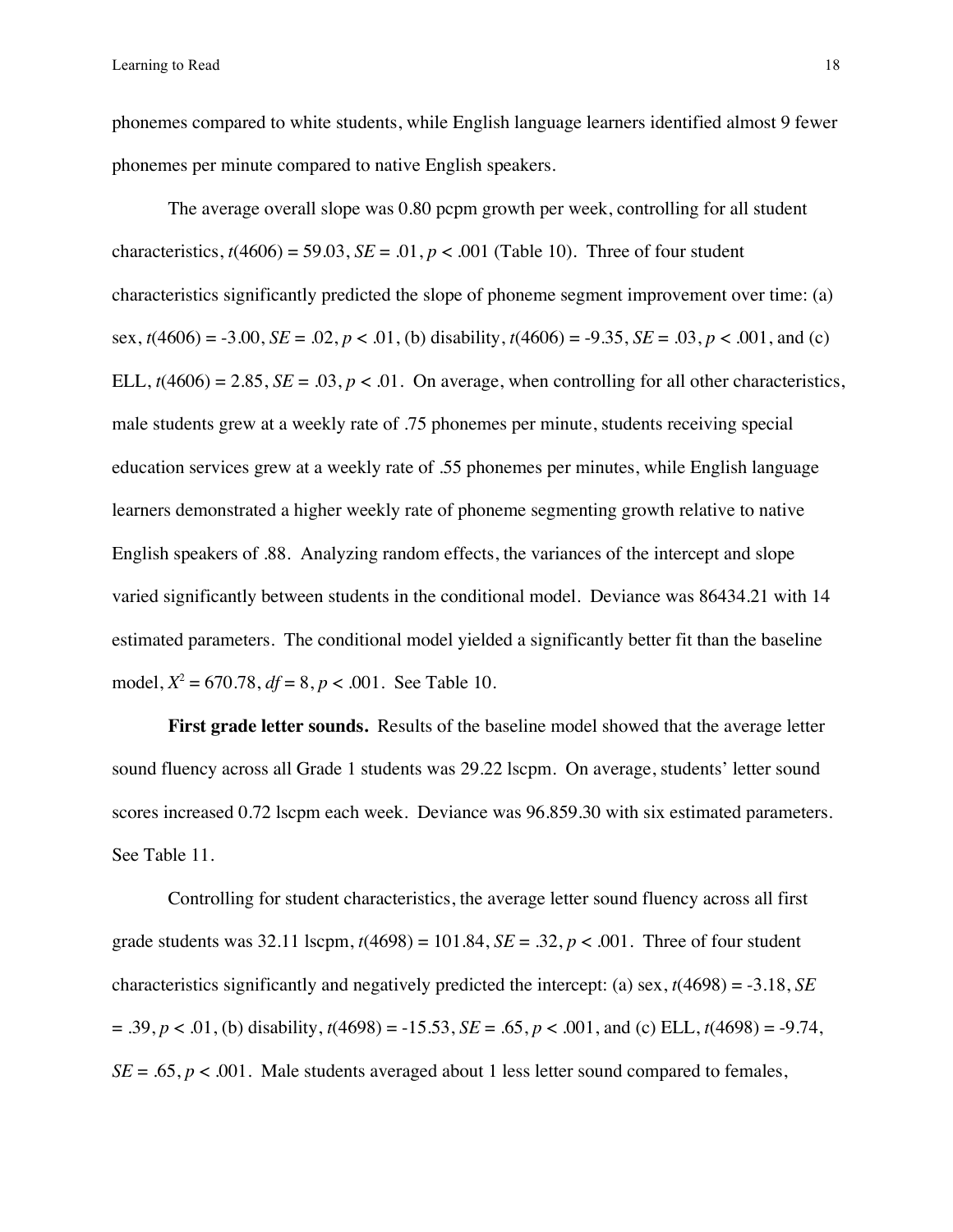phonemes compared to white students, while English language learners identified almost 9 fewer phonemes per minute compared to native English speakers.

The average overall slope was 0.80 pcpm growth per week, controlling for all student characteristics, $t(4606) = 59.03$, $SE = .01$, $p < .001$ (Table 10). Three of four student characteristics significantly predicted the slope of phoneme segment improvement over time: (a) sex, $t(4606) = -3.00$, $SE = .02$, $p < .01$, (b) disability, $t(4606) = -9.35$, $SE = .03$, $p < .001$, and (c) ELL, $t(4606) = 2.85$, $SE = .03$, $p < .01$. On average, when controlling for all other characteristics, male students grew at a weekly rate of .75 phonemes per minute, students receiving special education services grew at a weekly rate of .55 phonemes per minutes, while English language learners demonstrated a higher weekly rate of phoneme segmenting growth relative to native English speakers of .88. Analyzing random effects, the variances of the intercept and slope varied significantly between students in the conditional model. Deviance was 86434.21 with 14 estimated parameters. The conditional model yielded a significantly better fit than the baseline model, $X^2 = 670.78$, $df = 8$, $p < .001$. See Table 10.

**First grade letter sounds.** Results of the baseline model showed that the average letter sound fluency across all Grade 1 students was 29.22 lscpm. On average, students' letter sound scores increased 0.72 lscpm each week. Deviance was 96.859.30 with six estimated parameters. See Table 11.

Controlling for student characteristics, the average letter sound fluency across all first grade students was 32.11 lscpm, $t(4698) = 101.84$, $SE = .32$, $p < .001$. Three of four student characteristics significantly and negatively predicted the intercept: (a) sex, $t(4698) = -3.18$, $SE = .39$, $p < .01$, (b) disability, $t(4698) = -15.53$, $SE = .65$, $p < .001$, and (c) ELL, $t(4698) = -9.74$, $SE = .65$, $p < .001$. Male students averaged about 1 less letter sound compared to females,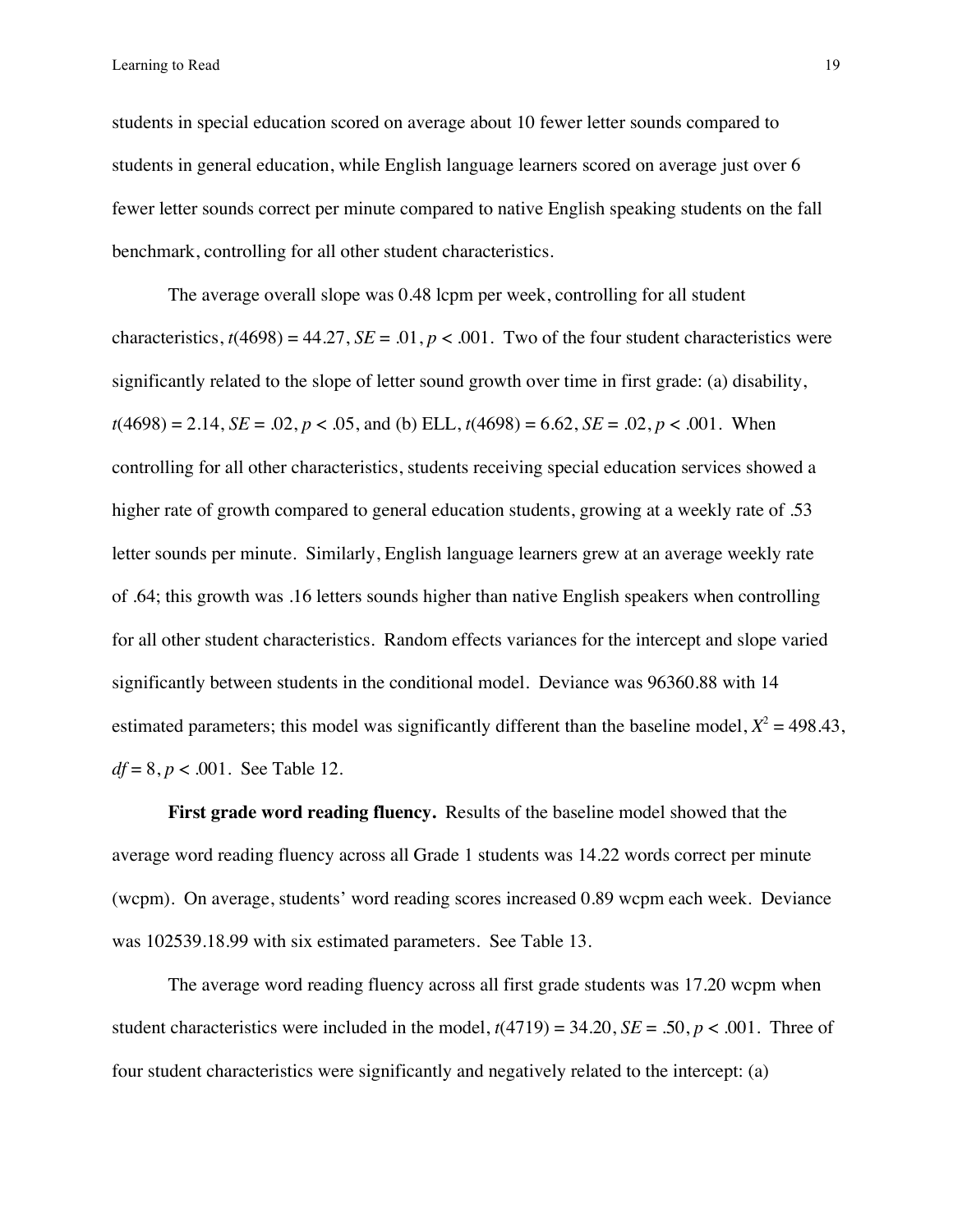students in special education scored on average about 10 fewer letter sounds compared to students in general education, while English language learners scored on average just over 6 fewer letter sounds correct per minute compared to native English speaking students on the fall benchmark, controlling for all other student characteristics.

The average overall slope was 0.48 lcpm per week, controlling for all student characteristics, $t(4698) = 44.27$, $SE = .01$, $p < .001$. Two of the four student characteristics were significantly related to the slope of letter sound growth over time in first grade: (a) disability, $t(4698) = 2.14$, $SE = .02$, $p < .05$, and (b) ELL, $t(4698) = 6.62$, $SE = .02$, $p < .001$. When controlling for all other characteristics, students receiving special education services showed a higher rate of growth compared to general education students, growing at a weekly rate of .53 letter sounds per minute. Similarly, English language learners grew at an average weekly rate of .64; this growth was .16 letters sounds higher than native English speakers when controlling for all other student characteristics. Random effects variances for the intercept and slope varied significantly between students in the conditional model. Deviance was 96360.88 with 14 estimated parameters; this model was significantly different than the baseline model, $X^2 = 498.43$, $df = 8$, $p < .001$. See Table 12.

**First grade word reading fluency.** Results of the baseline model showed that the average word reading fluency across all Grade 1 students was 14.22 words correct per minute (wcpm). On average, students' word reading scores increased 0.89 wcpm each week. Deviance was 102539.18.99 with six estimated parameters. See Table 13.

The average word reading fluency across all first grade students was 17.20 wcpm when student characteristics were included in the model, $t(4719) = 34.20$, $SE = .50$, $p < .001$. Three of four student characteristics were significantly and negatively related to the intercept: (a)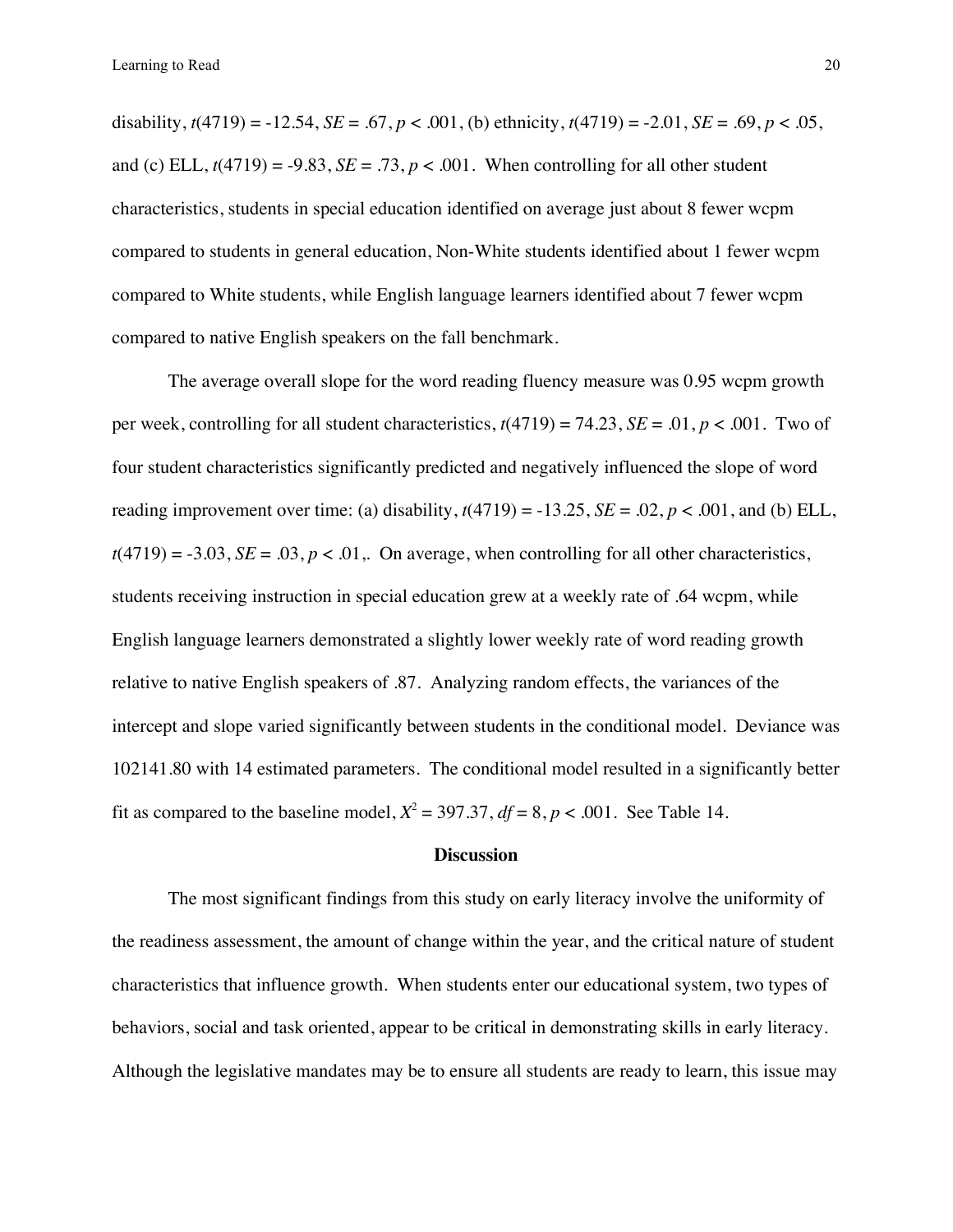disability, $t(4719) = -12.54$, $SE = .67$, $p < .001$, (b) ethnicity, $t(4719) = -2.01$, $SE = .69$, $p < .05$, and (c) ELL, $t(4719) = -9.83$, $SE = .73$, $p < .001$. When controlling for all other student characteristics, students in special education identified on average just about 8 fewer wcpm compared to students in general education, Non-White students identified about 1 fewer wcpm compared to White students, while English language learners identified about 7 fewer wcpm compared to native English speakers on the fall benchmark.

The average overall slope for the word reading fluency measure was 0.95 wcpm growth per week, controlling for all student characteristics, $t(4719) = 74.23$, $SE = .01$, $p < .001$. Two of four student characteristics significantly predicted and negatively influenced the slope of word reading improvement over time: (a) disability, $t(4719) = -13.25$, $SE = .02$, $p < .001$, and (b) ELL, $t(4719) = -3.03$, $SE = .03$, $p < .01$,. On average, when controlling for all other characteristics, students receiving instruction in special education grew at a weekly rate of .64 wcpm, while English language learners demonstrated a slightly lower weekly rate of word reading growth relative to native English speakers of .87. Analyzing random effects, the variances of the intercept and slope varied significantly between students in the conditional model. Deviance was 102141.80 with 14 estimated parameters. The conditional model resulted in a significantly better fit as compared to the baseline model, $X^2 = 397.37$, $df = 8$, $p < .001$. See Table 14.

## Discussion

The most significant findings from this study on early literacy involve the uniformity of the readiness assessment, the amount of change within the year, and the critical nature of student characteristics that influence growth. When students enter our educational system, two types of behaviors, social and task oriented, appear to be critical in demonstrating skills in early literacy. Although the legislative mandates may be to ensure all students are ready to learn, this issue may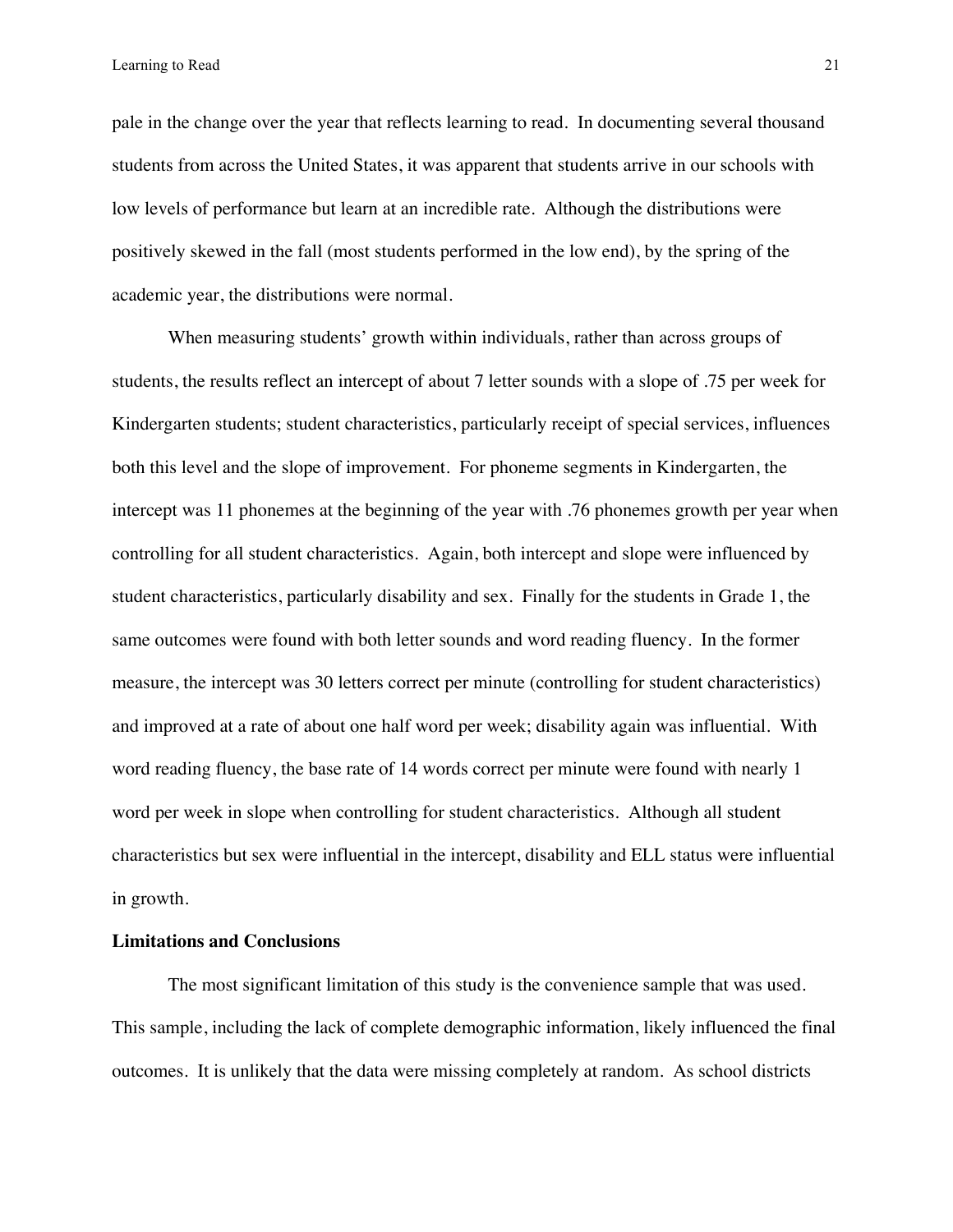pale in the change over the year that reflects learning to read. In documenting several thousand students from across the United States, it was apparent that students arrive in our schools with low levels of performance but learn at an incredible rate. Although the distributions were positively skewed in the fall (most students performed in the low end), by the spring of the academic year, the distributions were normal.

When measuring students' growth within individuals, rather than across groups of students, the results reflect an intercept of about 7 letter sounds with a slope of .75 per week for Kindergarten students; student characteristics, particularly receipt of special services, influences both this level and the slope of improvement. For phoneme segments in Kindergarten, the intercept was 11 phonemes at the beginning of the year with .76 phonemes growth per year when controlling for all student characteristics. Again, both intercept and slope were influenced by student characteristics, particularly disability and sex. Finally for the students in Grade 1, the same outcomes were found with both letter sounds and word reading fluency. In the former measure, the intercept was 30 letters correct per minute (controlling for student characteristics) and improved at a rate of about one half word per week; disability again was influential. With word reading fluency, the base rate of 14 words correct per minute were found with nearly 1 word per week in slope when controlling for student characteristics. Although all student characteristics but sex were influential in the intercept, disability and ELL status were influential in growth.

**Limitations and Conclusions**

The most significant limitation of this study is the convenience sample that was used. This sample, including the lack of complete demographic information, likely influenced the final outcomes. It is unlikely that the data were missing completely at random. As school districts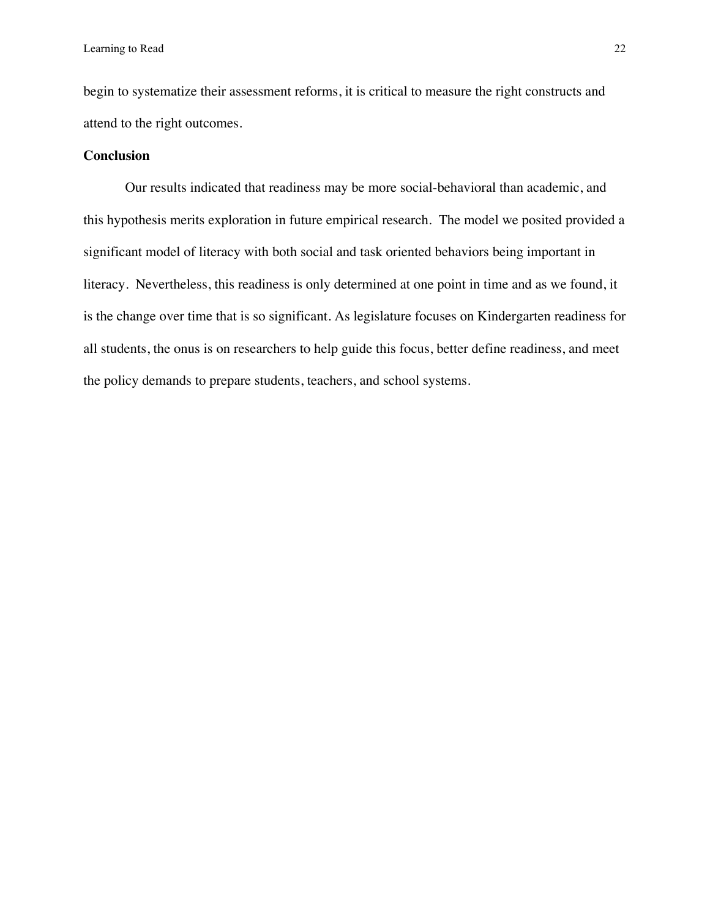begin to systematize their assessment reforms, it is critical to measure the right constructs and attend to the right outcomes.

## Conclusion

Our results indicated that readiness may be more social-behavioral than academic, and this hypothesis merits exploration in future empirical research. The model we posited provided a significant model of literacy with both social and task oriented behaviors being important in literacy. Nevertheless, this readiness is only determined at one point in time and as we found, it is the change over time that is so significant. As legislature focuses on Kindergarten readiness for all students, the onus is on researchers to help guide this focus, better define readiness, and meet the policy demands to prepare students, teachers, and school systems.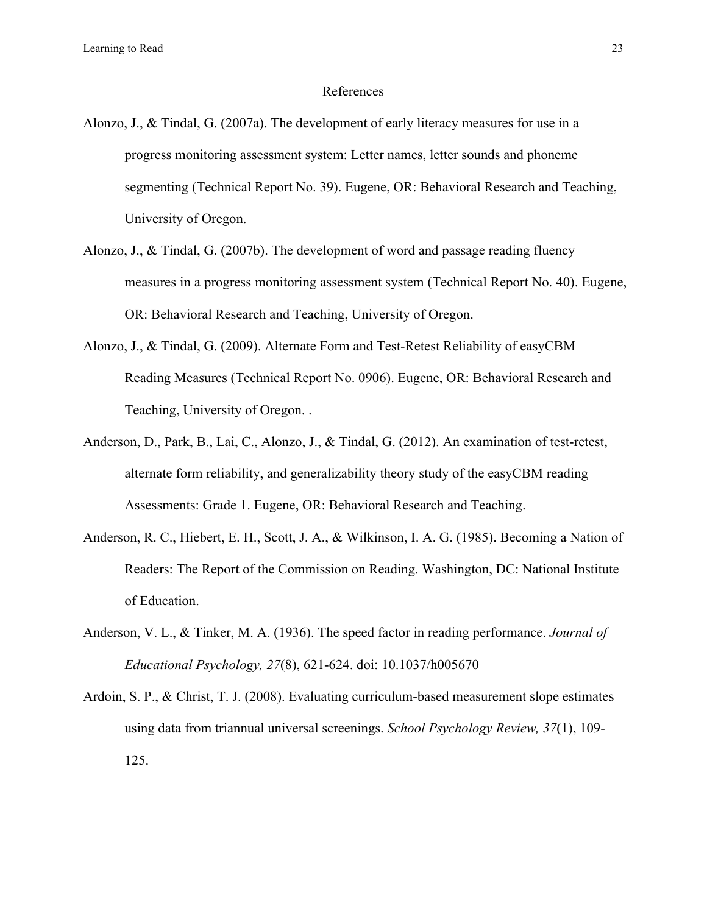## References

Alonzo, J., & Tindal, G. (2007a). The development of early literacy measures for use in a progress monitoring assessment system: Letter names, letter sounds and phoneme segmenting (Technical Report No. 39). Eugene, OR: Behavioral Research and Teaching, University of Oregon.

Alonzo, J., & Tindal, G. (2007b). The development of word and passage reading fluency measures in a progress monitoring assessment system (Technical Report No. 40). Eugene, OR: Behavioral Research and Teaching, University of Oregon.

Alonzo, J., & Tindal, G. (2009). Alternate Form and Test-Retest Reliability of easyCBM Reading Measures (Technical Report No. 0906). Eugene, OR: Behavioral Research and Teaching, University of Oregon. .

Anderson, D., Park, B., Lai, C., Alonzo, J., & Tindal, G. (2012). An examination of test-retest, alternate form reliability, and generalizability theory study of the easyCBM reading Assessments: Grade 1. Eugene, OR: Behavioral Research and Teaching.

Anderson, R. C., Hiebert, E. H., Scott, J. A., & Wilkinson, I. A. G. (1985). Becoming a Nation of Readers: The Report of the Commission on Reading. Washington, DC: National Institute of Education.

Anderson, V. L., & Tinker, M. A. (1936). The speed factor in reading performance. *Journal of Educational Psychology, 27*(8), 621-624. doi: 10.1037/h005670

Ardoin, S. P., & Christ, T. J. (2008). Evaluating curriculum-based measurement slope estimates using data from triannual universal screenings. *School Psychology Review, 37*(1), 109-125.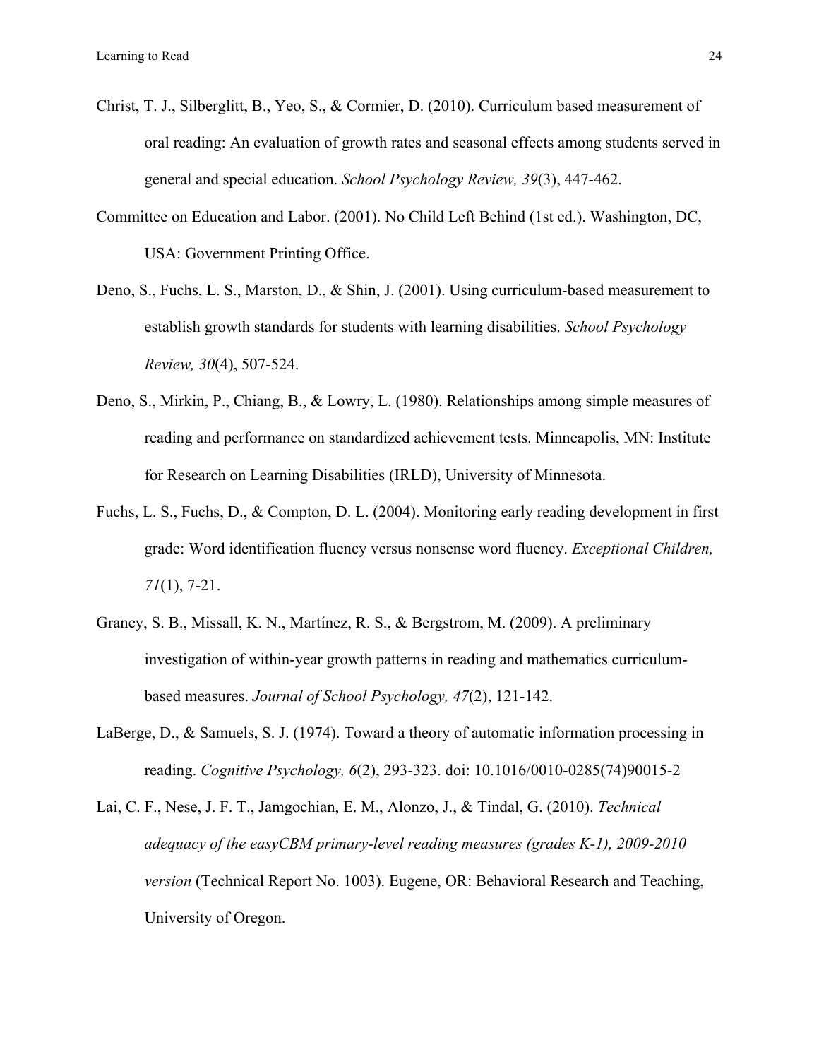Christ, T. J., Silberglitt, B., Yeo, S., & Cormier, D. (2010). Curriculum based measurement of oral reading: An evaluation of growth rates and seasonal effects among students served in general and special education. *School Psychology Review, 39*(3), 447-462.

Committee on Education and Labor. (2001). No Child Left Behind (1st ed.). Washington, DC, USA: Government Printing Office.

Deno, S., Fuchs, L. S., Marston, D., & Shin, J. (2001). Using curriculum-based measurement to establish growth standards for students with learning disabilities. *School Psychology Review, 30*(4), 507-524.

Deno, S., Mirkin, P., Chiang, B., & Lowry, L. (1980). Relationships among simple measures of reading and performance on standardized achievement tests. Minneapolis, MN: Institute for Research on Learning Disabilities (IRLD), University of Minnesota.

Fuchs, L. S., Fuchs, D., & Compton, D. L. (2004). Monitoring early reading development in first grade: Word identification fluency versus nonsense word fluency. *Exceptional Children, 71*(1), 7-21.

Graney, S. B., Missall, K. N., Martínez, R. S., & Bergstrom, M. (2009). A preliminary investigation of within-year growth patterns in reading and mathematics curriculum-based measures. *Journal of School Psychology, 47*(2), 121-142.

LaBerge, D., & Samuels, S. J. (1974). Toward a theory of automatic information processing in reading. *Cognitive Psychology, 6*(2), 293-323. doi: 10.1016/0010-0285(74)90015-2

Lai, C. F., Nese, J. F. T., Jamgochian, E. M., Alonzo, J., & Tindal, G. (2010). *Technical adequacy of the easyCBM primary-level reading measures (grades K-1), 2009-2010 version* (Technical Report No. 1003). Eugene, OR: Behavioral Research and Teaching, University of Oregon.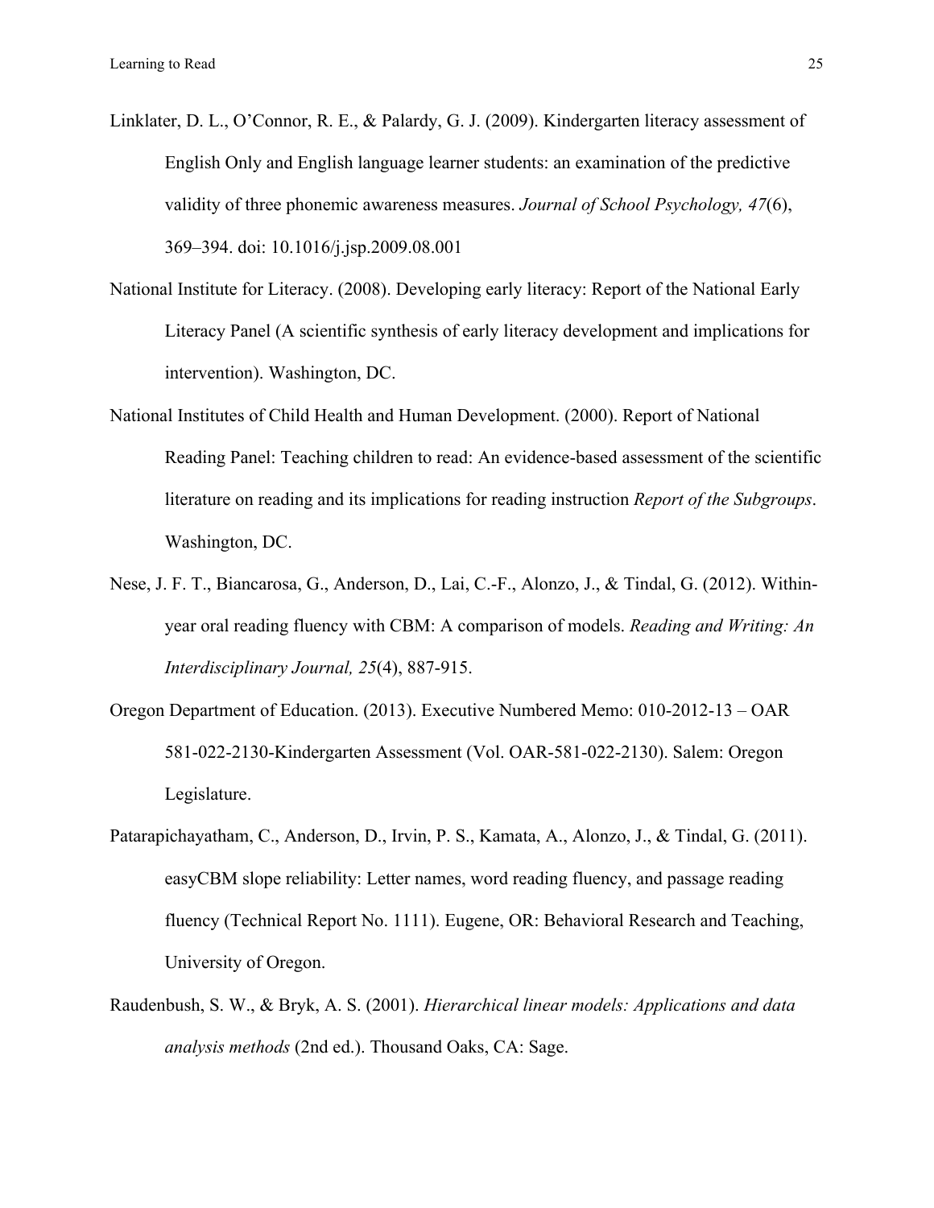Linklater, D. L., O'Connor, R. E., & Palardy, G. J. (2009). Kindergarten literacy assessment of English Only and English language learner students: an examination of the predictive validity of three phonemic awareness measures. *Journal of School Psychology, 47*(6), 369–394. doi: 10.1016/j.jsp.2009.08.001

National Institute for Literacy. (2008). Developing early literacy: Report of the National Early Literacy Panel (A scientific synthesis of early literacy development and implications for intervention). Washington, DC.

National Institutes of Child Health and Human Development. (2000). Report of National Reading Panel: Teaching children to read: An evidence-based assessment of the scientific literature on reading and its implications for reading instruction *Report of the Subgroups*. Washington, DC.

Nese, J. F. T., Biancarosa, G., Anderson, D., Lai, C.-F., Alonzo, J., & Tindal, G. (2012). Within-year oral reading fluency with CBM: A comparison of models. *Reading and Writing: An Interdisciplinary Journal, 25*(4), 887-915.

Oregon Department of Education. (2013). Executive Numbered Memo: 010-2012-13 – OAR 581-022-2130-Kindergarten Assessment (Vol. OAR-581-022-2130). Salem: Oregon Legislature.

Patarapichayatham, C., Anderson, D., Irvin, P. S., Kamata, A., Alonzo, J., & Tindal, G. (2011). easyCBM slope reliability: Letter names, word reading fluency, and passage reading fluency (Technical Report No. 1111). Eugene, OR: Behavioral Research and Teaching, University of Oregon.

Raudenbush, S. W., & Bryk, A. S. (2001). *Hierarchical linear models: Applications and data analysis methods* (2nd ed.). Thousand Oaks, CA: Sage.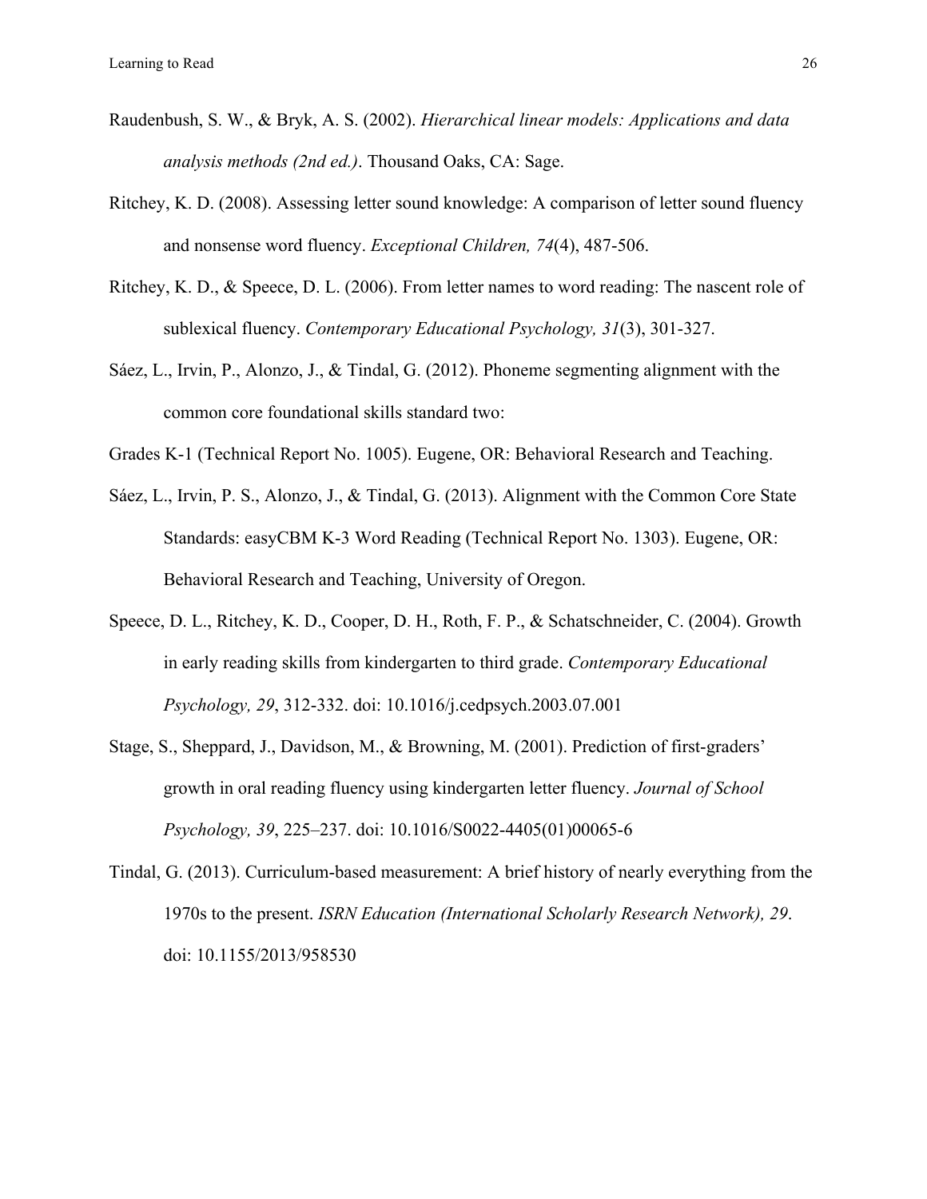Raudenbush, S. W., & Bryk, A. S. (2002). *Hierarchical linear models: Applications and data analysis methods (2nd ed.)*. Thousand Oaks, CA: Sage.

Ritchey, K. D. (2008). Assessing letter sound knowledge: A comparison of letter sound fluency and nonsense word fluency. *Exceptional Children, 74*(4), 487-506.

Ritchey, K. D., & Speece, D. L. (2006). From letter names to word reading: The nascent role of sublexical fluency. *Contemporary Educational Psychology, 31*(3), 301-327.

Sáez, L., Irvin, P., Alonzo, J., & Tindal, G. (2012). Phoneme segmenting alignment with the common core foundational skills standard two:

Grades K-1 (Technical Report No. 1005). Eugene, OR: Behavioral Research and Teaching.

Sáez, L., Irvin, P. S., Alonzo, J., & Tindal, G. (2013). Alignment with the Common Core State Standards: easyCBM K-3 Word Reading (Technical Report No. 1303). Eugene, OR: Behavioral Research and Teaching, University of Oregon.

Speece, D. L., Ritchey, K. D., Cooper, D. H., Roth, F. P., & Schatschneider, C. (2004). Growth in early reading skills from kindergarten to third grade. *Contemporary Educational Psychology, 29*, 312-332. doi: 10.1016/j.cedpsych.2003.07.001

Stage, S., Sheppard, J., Davidson, M., & Browning, M. (2001). Prediction of first-graders' growth in oral reading fluency using kindergarten letter fluency. *Journal of School Psychology, 39*, 225–237. doi: 10.1016/S0022-4405(01)00065-6

Tindal, G. (2013). Curriculum-based measurement: A brief history of nearly everything from the 1970s to the present. *ISRN Education (International Scholarly Research Network), 29*. doi: 10.1155/2013/958530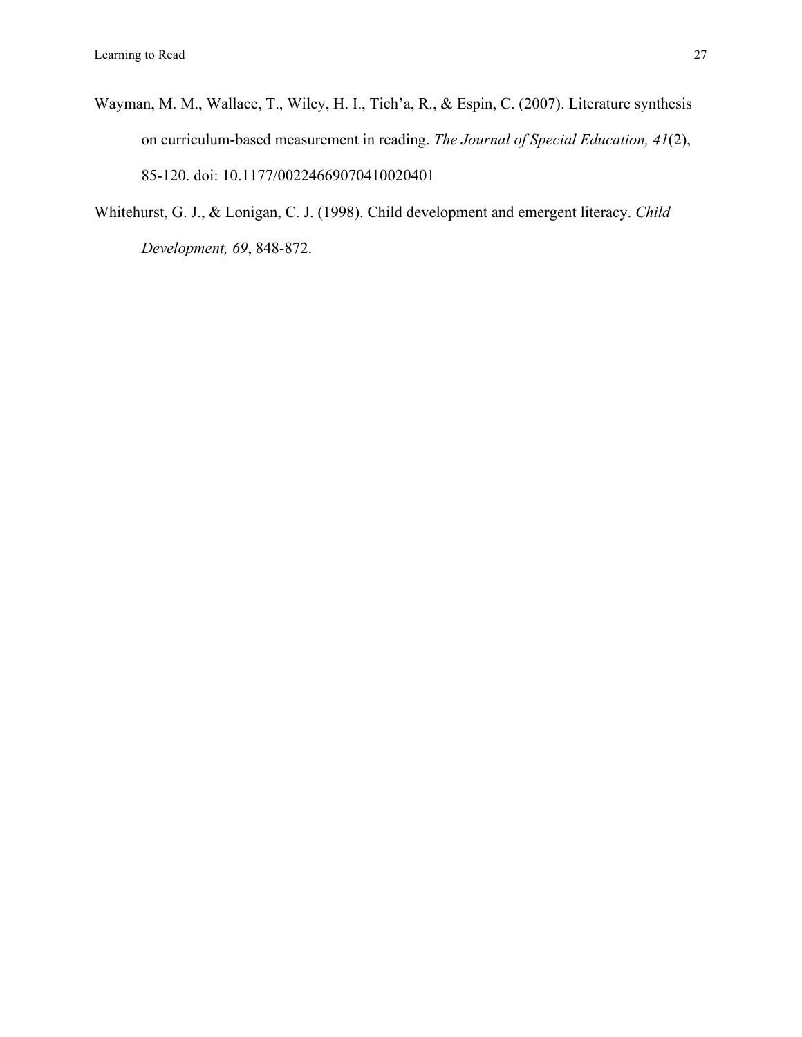Wayman, M. M., Wallace, T., Wiley, H. I., Tich'a, R., & Espin, C. (2007). Literature synthesis on curriculum-based measurement in reading. *The Journal of Special Education, 41*(2), 85-120. doi: 10.1177/00224669070410020401

Whitehurst, G. J., & Lonigan, C. J. (1998). Child development and emergent literacy. *Child Development, 69*, 848-872.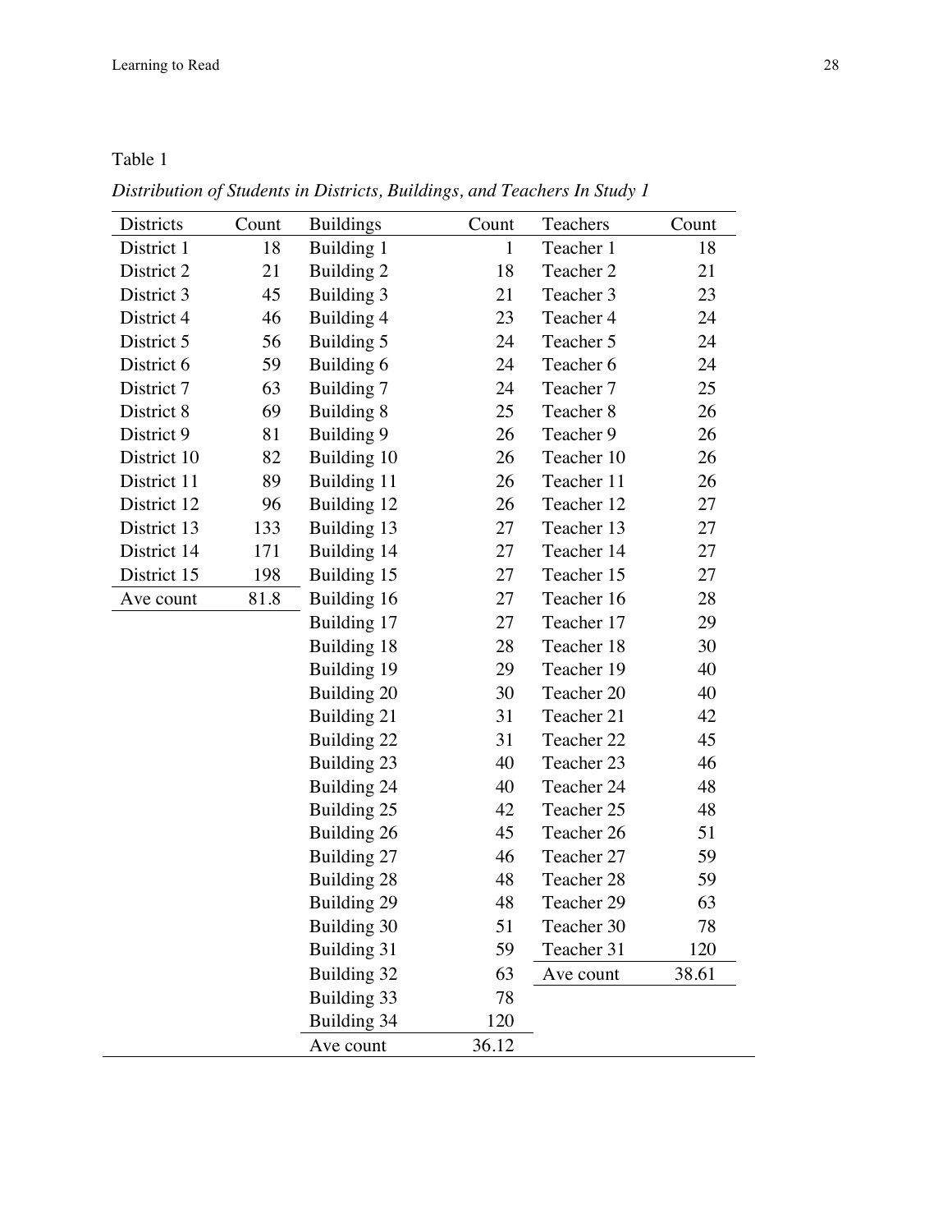Table 1

*Distribution of Students in Districts, Buildings, and Teachers In Study 1*

| Districts | Count | Buildings | Count | Teachers | Count |
|---|---|---|---|---|---|
| District 1 | 18 | Building 1 | 1 | Teacher 1 | 18 |
| District 2 | 21 | Building 2 | 18 | Teacher 2 | 21 |
| District 3 | 45 | Building 3 | 21 | Teacher 3 | 23 |
| District 4 | 46 | Building 4 | 23 | Teacher 4 | 24 |
| District 5 | 56 | Building 5 | 24 | Teacher 5 | 24 |
| District 6 | 59 | Building 6 | 24 | Teacher 6 | 24 |
| District 7 | 63 | Building 7 | 24 | Teacher 7 | 25 |
| District 8 | 69 | Building 8 | 25 | Teacher 8 | 26 |
| District 9 | 81 | Building 9 | 26 | Teacher 9 | 26 |
| District 10 | 82 | Building 10 | 26 | Teacher 10 | 26 |
| District 11 | 89 | Building 11 | 26 | Teacher 11 | 26 |
| District 12 | 96 | Building 12 | 26 | Teacher 12 | 27 |
| District 13 | 133 | Building 13 | 27 | Teacher 13 | 27 |
| District 14 | 171 | Building 14 | 27 | Teacher 14 | 27 |
| District 15 | 198 | Building 15 | 27 | Teacher 15 | 27 |
| Ave count | 81.8 | Building 16 | 27 | Teacher 16 | 28 |
| | | Building 17 | 27 | Teacher 17 | 29 |
| | | Building 18 | 28 | Teacher 18 | 30 |
| | | Building 19 | 29 | Teacher 19 | 40 |
| | | Building 20 | 30 | Teacher 20 | 40 |
| | | Building 21 | 31 | Teacher 21 | 42 |
| | | Building 22 | 31 | Teacher 22 | 45 |
| | | Building 23 | 40 | Teacher 23 | 46 |
| | | Building 24 | 40 | Teacher 24 | 48 |
| | | Building 25 | 42 | Teacher 25 | 48 |
| | | Building 26 | 45 | Teacher 26 | 51 |
| | | Building 27 | 46 | Teacher 27 | 59 |
| | | Building 28 | 48 | Teacher 28 | 59 |
| | | Building 29 | 48 | Teacher 29 | 63 |
| | | Building 30 | 51 | Teacher 30 | 78 |
| | | Building 31 | 59 | Teacher 31 | 120 |
| | | Building 32 | 63 | Ave count | 38.61 |
| | | Building 33 | 78 | | |
| | | Building 34 | 120 | | |
| | | Ave count | 36.12 | | |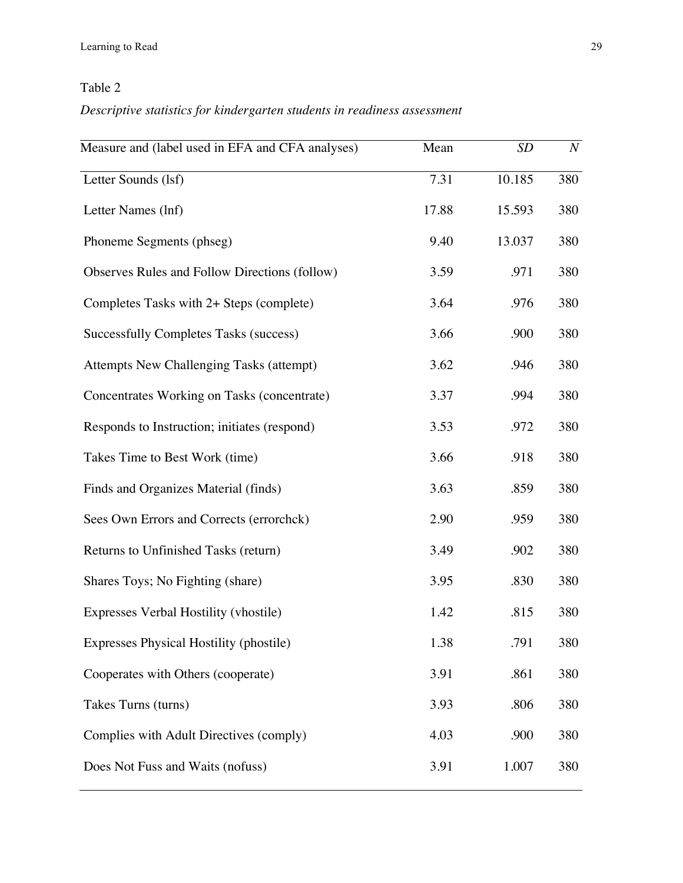Table 2

*Descriptive statistics for kindergarten students in readiness assessment*

| Measure and (label used in EFA and CFA analyses) | Mean | *SD* | *N* |
|---|---|---|---|
| Letter Sounds (lsf) | 7.31 | 10.185 | 380 |
| Letter Names (lnf) | 17.88 | 15.593 | 380 |
| Phoneme Segments (phseg) | 9.40 | 13.037 | 380 |
| Observes Rules and Follow Directions (follow) | 3.59 | .971 | 380 |
| Completes Tasks with 2+ Steps (complete) | 3.64 | .976 | 380 |
| Successfully Completes Tasks (success) | 3.66 | .900 | 380 |
| Attempts New Challenging Tasks (attempt) | 3.62 | .946 | 380 |
| Concentrates Working on Tasks (concentrate) | 3.37 | .994 | 380 |
| Responds to Instruction; initiates (respond) | 3.53 | .972 | 380 |
| Takes Time to Best Work (time) | 3.66 | .918 | 380 |
| Finds and Organizes Material (finds) | 3.63 | .859 | 380 |
| Sees Own Errors and Corrects (errorchck) | 2.90 | .959 | 380 |
| Returns to Unfinished Tasks (return) | 3.49 | .902 | 380 |
| Shares Toys; No Fighting (share) | 3.95 | .830 | 380 |
| Expresses Verbal Hostility (vhostile) | 1.42 | .815 | 380 |
| Expresses Physical Hostility (phostile) | 1.38 | .791 | 380 |
| Cooperates with Others (cooperate) | 3.91 | .861 | 380 |
| Takes Turns (turns) | 3.93 | .806 | 380 |
| Complies with Adult Directives (comply) | 4.03 | .900 | 380 |
| Does Not Fuss and Waits (nofuss) | 3.91 | 1.007 | 380 |